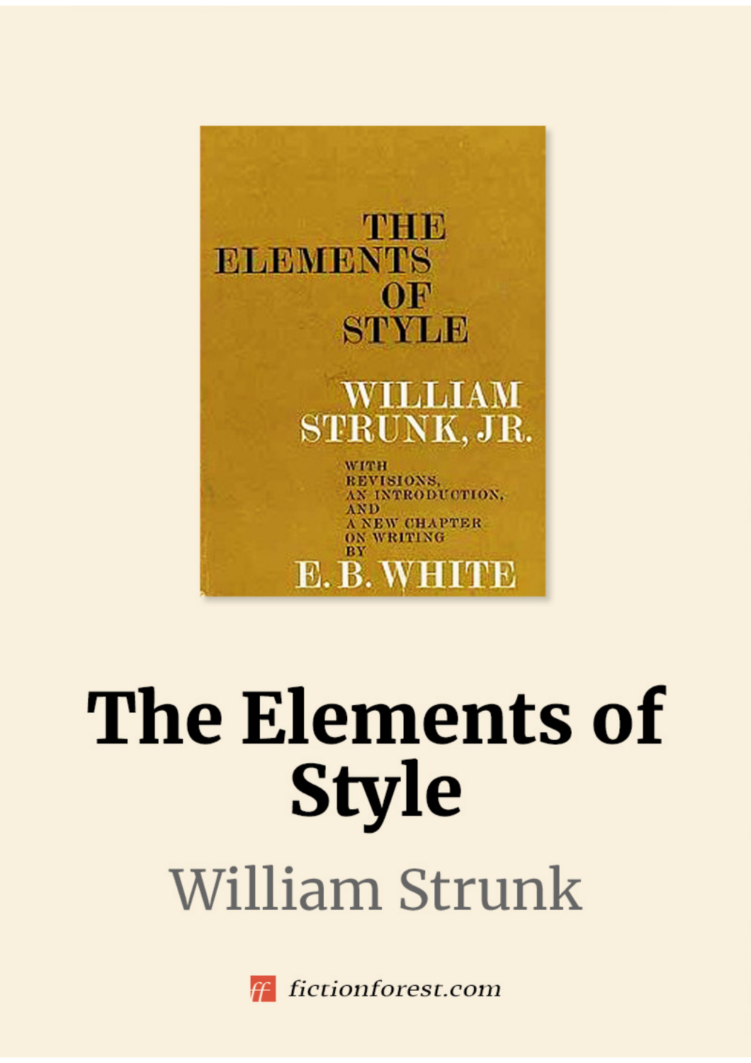THE ELEMENTS OF STYLE

WILLIAM STRUNK, JR.

WITH REVISIONS, AN INTRODUCTION, AND A NEW CHAPTER ON WRITING BY

E. B. WHITE

# The Elements of Style

## William Strunk

fictionforest.com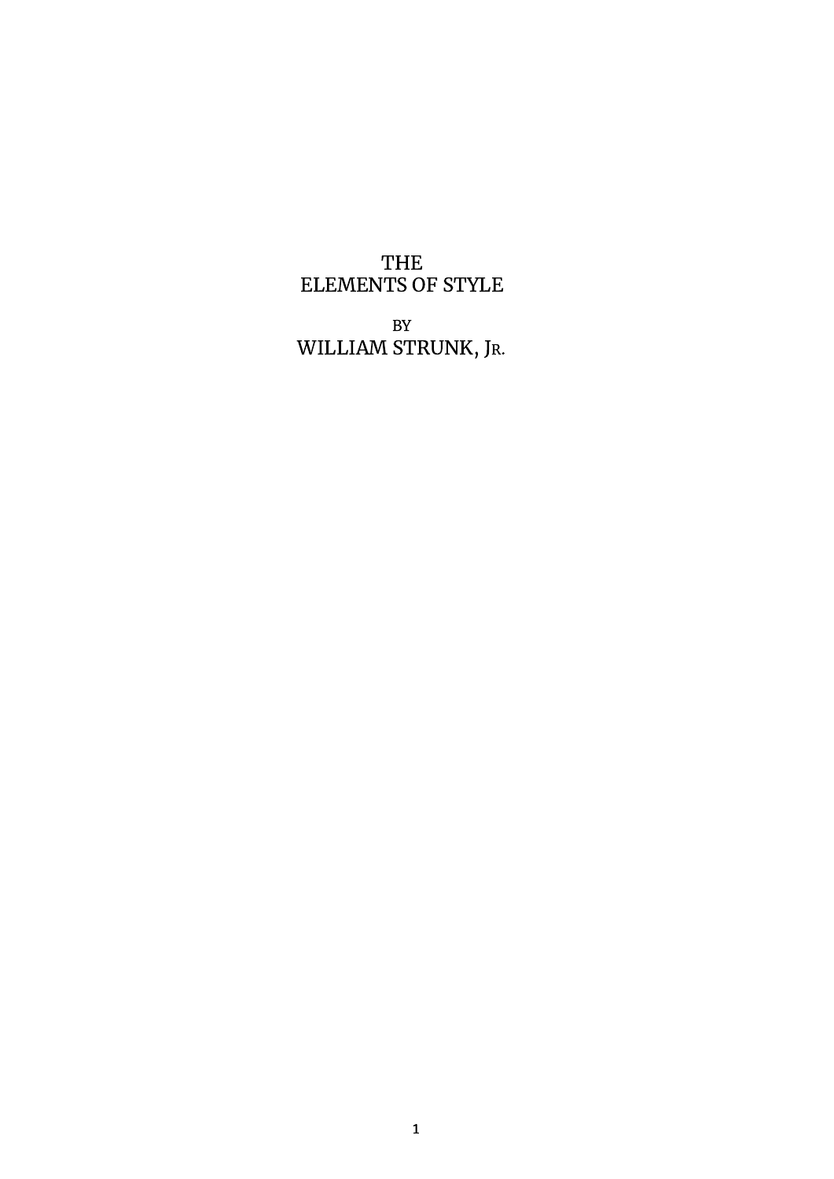# THE ELEMENTS OF STYLE

BY

WILLIAM STRUNK, JR.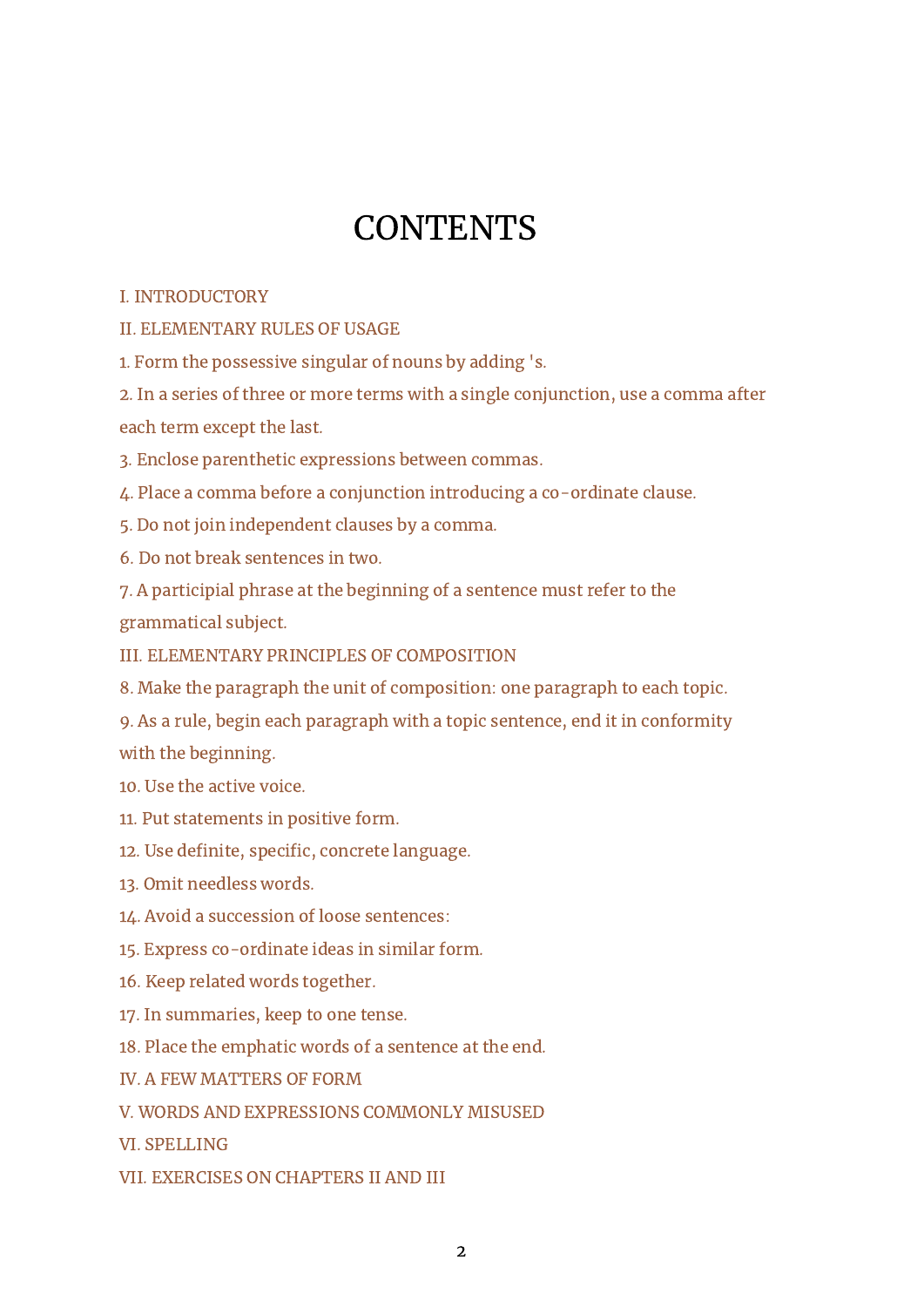# CONTENTS

I. INTRODUCTORY

II. ELEMENTARY RULES OF USAGE

1. Form the possessive singular of nouns by adding 's.
2. In a series of three or more terms with a single conjunction, use a comma after each term except the last.
3. Enclose parenthetic expressions between commas.
4. Place a comma before a conjunction introducing a co-ordinate clause.
5. Do not join independent clauses by a comma.
6. Do not break sentences in two.
7. A participial phrase at the beginning of a sentence must refer to the grammatical subject.

III. ELEMENTARY PRINCIPLES OF COMPOSITION

8. Make the paragraph the unit of composition: one paragraph to each topic.
9. As a rule, begin each paragraph with a topic sentence, end it in conformity with the beginning.
10. Use the active voice.
11. Put statements in positive form.
12. Use definite, specific, concrete language.
13. Omit needless words.
14. Avoid a succession of loose sentences:
15. Express co-ordinate ideas in similar form.
16. Keep related words together.
17. In summaries, keep to one tense.
18. Place the emphatic words of a sentence at the end.

IV. A FEW MATTERS OF FORM

V. WORDS AND EXPRESSIONS COMMONLY MISUSED

VI. SPELLING

VII. EXERCISES ON CHAPTERS II AND III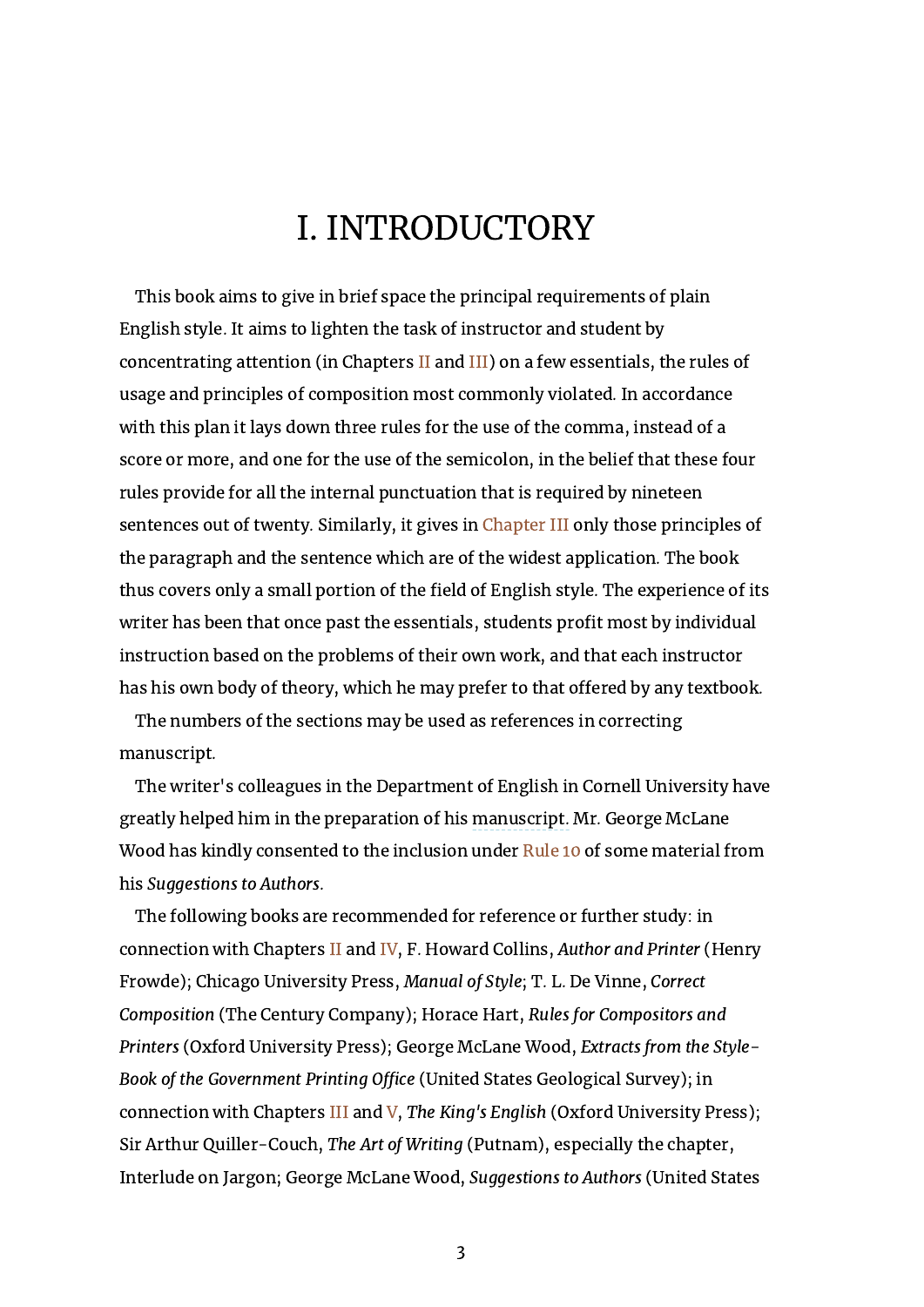# I. INTRODUCTORY

This book aims to give in brief space the principal requirements of plain English style. It aims to lighten the task of instructor and student by concentrating attention (in Chapters II and III) on a few essentials, the rules of usage and principles of composition most commonly violated. In accordance with this plan it lays down three rules for the use of the comma, instead of a score or more, and one for the use of the semicolon, in the belief that these four rules provide for all the internal punctuation that is required by nineteen sentences out of twenty. Similarly, it gives in Chapter III only those principles of the paragraph and the sentence which are of the widest application. The book thus covers only a small portion of the field of English style. The experience of its writer has been that once past the essentials, students profit most by individual instruction based on the problems of their own work, and that each instructor has his own body of theory, which he may prefer to that offered by any textbook.

The numbers of the sections may be used as references in correcting manuscript.

The writer's colleagues in the Department of English in Cornell University have greatly helped him in the preparation of his manuscript. Mr. George McLane Wood has kindly consented to the inclusion under Rule 10 of some material from his *Suggestions to Authors*.

The following books are recommended for reference or further study: in connection with Chapters II and IV, F. Howard Collins, *Author and Printer* (Henry Frowde); Chicago University Press, *Manual of Style*; T. L. De Vinne, *Correct Composition* (The Century Company); Horace Hart, *Rules for Compositors and Printers* (Oxford University Press); George McLane Wood, *Extracts from the Style-Book of the Government Printing Office* (United States Geological Survey); in connection with Chapters III and V, *The King's English* (Oxford University Press); Sir Arthur Quiller-Couch, *The Art of Writing* (Putnam), especially the chapter, Interlude on Jargon; George McLane Wood, *Suggestions to Authors* (United States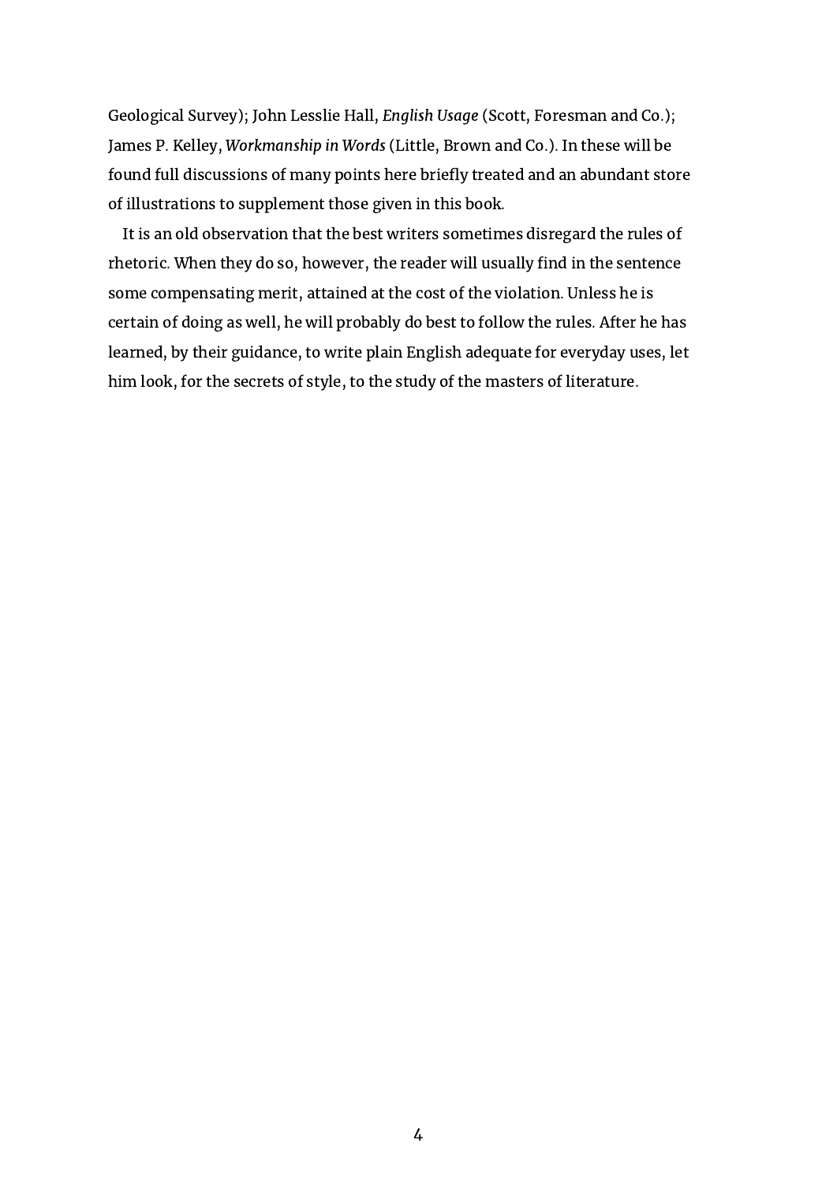Geological Survey); John Lesslie Hall, *English Usage* (Scott, Foresman and Co.); James P. Kelley, *Workmanship in Words* (Little, Brown and Co.). In these will be found full discussions of many points here briefly treated and an abundant store of illustrations to supplement those given in this book.

It is an old observation that the best writers sometimes disregard the rules of rhetoric. When they do so, however, the reader will usually find in the sentence some compensating merit, attained at the cost of the violation. Unless he is certain of doing as well, he will probably do best to follow the rules. After he has learned, by their guidance, to write plain English adequate for everyday uses, let him look, for the secrets of style, to the study of the masters of literature.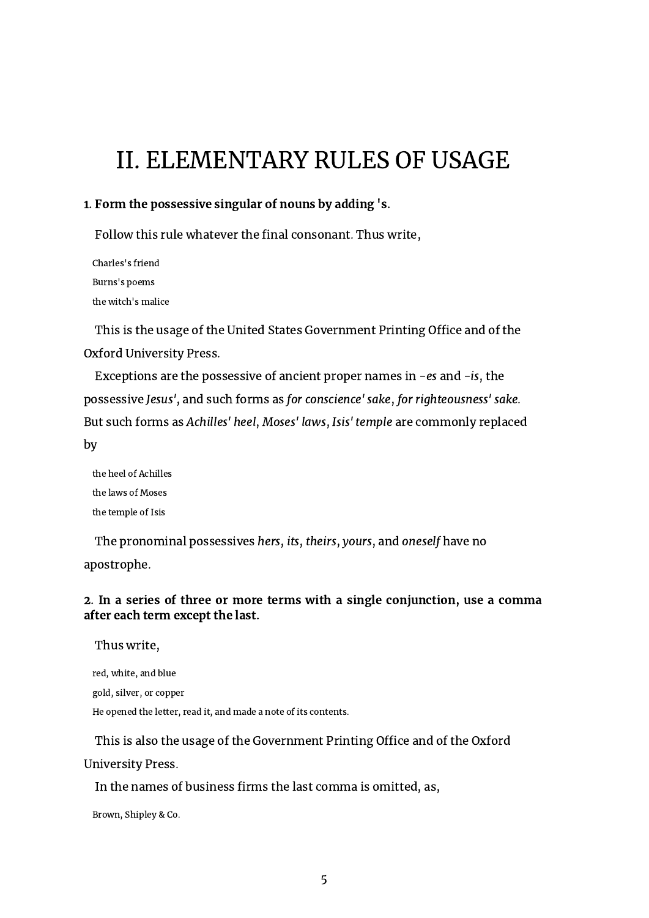# II. ELEMENTARY RULES OF USAGE

**1. Form the possessive singular of nouns by adding 's.**

Follow this rule whatever the final consonant. Thus write,

Charles's friend
Burns's poems
the witch's malice

This is the usage of the United States Government Printing Office and of the Oxford University Press.

Exceptions are the possessive of ancient proper names in *-es* and *-is*, the possessive *Jesus'*, and such forms as *for conscience' sake*, *for righteousness' sake*. But such forms as *Achilles' heel*, *Moses' laws*, *Isis' temple* are commonly replaced by

the heel of Achilles
the laws of Moses
the temple of Isis

The pronominal possessives *hers*, *its*, *theirs*, *yours*, and *oneself* have no apostrophe.

**2. In a series of three or more terms with a single conjunction, use a comma after each term except the last.**

Thus write,

red, white, and blue
gold, silver, or copper
He opened the letter, read it, and made a note of its contents.

This is also the usage of the Government Printing Office and of the Oxford University Press.

In the names of business firms the last comma is omitted, as,

Brown, Shipley & Co.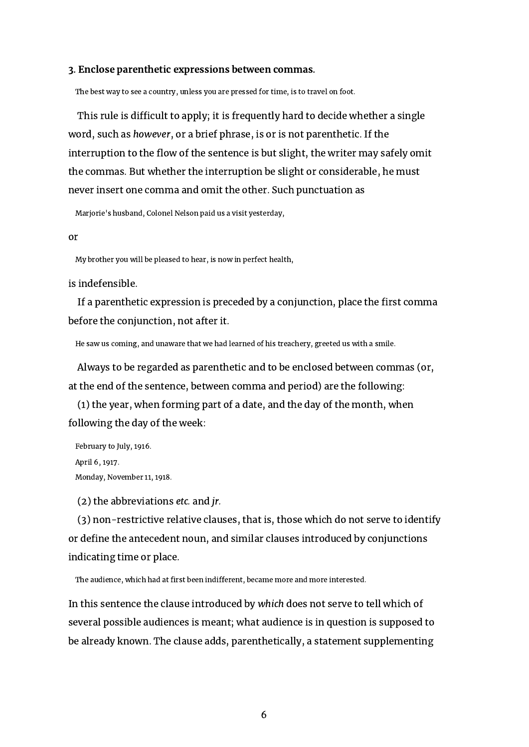**3. Enclose parenthetic expressions between commas.**

> The best way to see a country, unless you are pressed for time, is to travel on foot.

This rule is difficult to apply; it is frequently hard to decide whether a single word, such as *however*, or a brief phrase, is or is not parenthetic. If the interruption to the flow of the sentence is but slight, the writer may safely omit the commas. But whether the interruption be slight or considerable, he must never insert one comma and omit the other. Such punctuation as

> Marjorie's husband, Colonel Nelson paid us a visit yesterday,

or

> My brother you will be pleased to hear, is now in perfect health,

is indefensible.

If a parenthetic expression is preceded by a conjunction, place the first comma before the conjunction, not after it.

> He saw us coming, and unaware that we had learned of his treachery, greeted us with a smile.

Always to be regarded as parenthetic and to be enclosed between commas (or, at the end of the sentence, between comma and period) are the following:

(1) the year, when forming part of a date, and the day of the month, when following the day of the week:

> February to July, 1916.
> April 6, 1917.
> Monday, November 11, 1918.

(2) the abbreviations *etc.* and *jr.*

(3) non-restrictive relative clauses, that is, those which do not serve to identify or define the antecedent noun, and similar clauses introduced by conjunctions indicating time or place.

> The audience, which had at first been indifferent, became more and more interested.

In this sentence the clause introduced by *which* does not serve to tell which of several possible audiences is meant; what audience is in question is supposed to be already known. The clause adds, parenthetically, a statement supplementing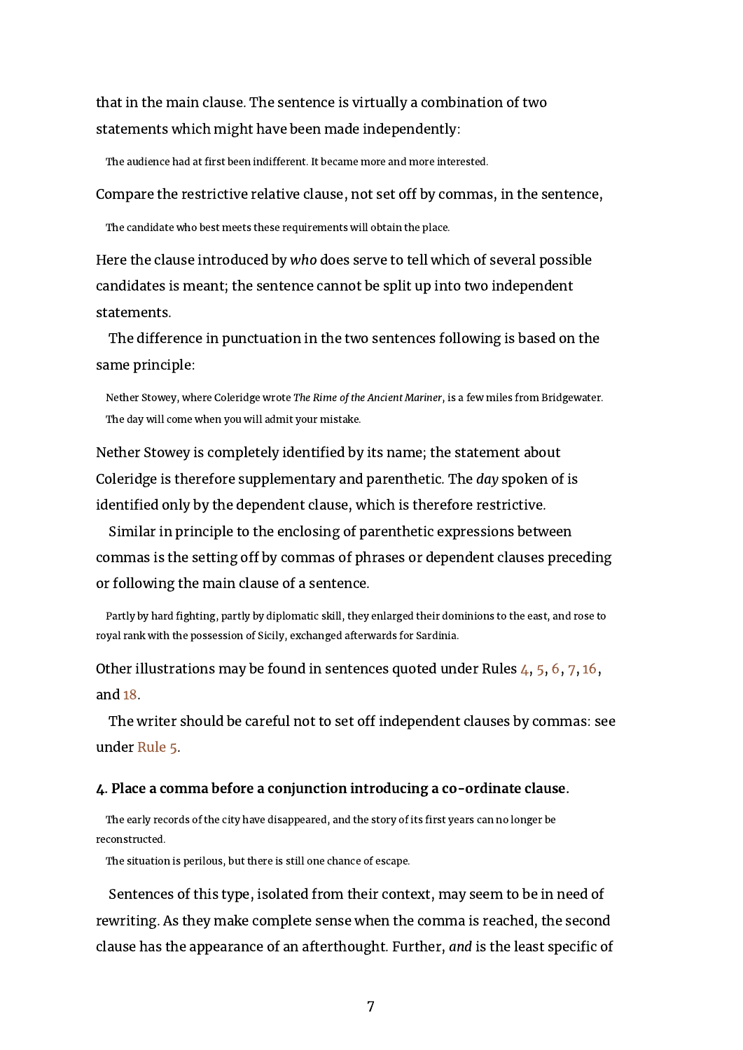that in the main clause. The sentence is virtually a combination of two statements which might have been made independently:

> The audience had at first been indifferent. It became more and more interested.

Compare the restrictive relative clause, not set off by commas, in the sentence,

> The candidate who best meets these requirements will obtain the place.

Here the clause introduced by *who* does serve to tell which of several possible candidates is meant; the sentence cannot be split up into two independent statements.

The difference in punctuation in the two sentences following is based on the same principle:

> Nether Stowey, where Coleridge wrote *The Rime of the Ancient Mariner*, is a few miles from Bridgewater.
>
> The day will come when you will admit your mistake.

Nether Stowey is completely identified by its name; the statement about Coleridge is therefore supplementary and parenthetic. The *day* spoken of is identified only by the dependent clause, which is therefore restrictive.

Similar in principle to the enclosing of parenthetic expressions between commas is the setting off by commas of phrases or dependent clauses preceding or following the main clause of a sentence.

> Partly by hard fighting, partly by diplomatic skill, they enlarged their dominions to the east, and rose to royal rank with the possession of Sicily, exchanged afterwards for Sardinia.

Other illustrations may be found in sentences quoted under Rules 4, 5, 6, 7, 16, and 18.

The writer should be careful not to set off independent clauses by commas: see under Rule 5.

#### 4. Place a comma before a conjunction introducing a co-ordinate clause.

> The early records of the city have disappeared, and the story of its first years can no longer be reconstructed.
>
> The situation is perilous, but there is still one chance of escape.

Sentences of this type, isolated from their context, may seem to be in need of rewriting. As they make complete sense when the comma is reached, the second clause has the appearance of an afterthought. Further, *and* is the least specific of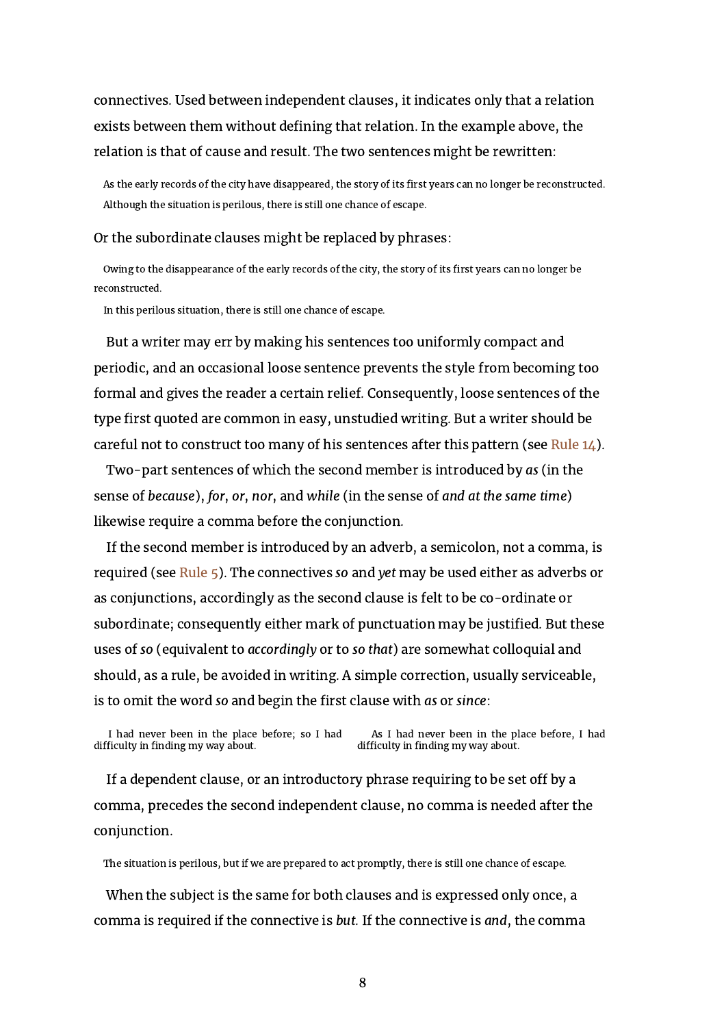connectives. Used between independent clauses, it indicates only that a relation exists between them without defining that relation. In the example above, the relation is that of cause and result. The two sentences might be rewritten:

> As the early records of the city have disappeared, the story of its first years can no longer be reconstructed.
>
> Although the situation is perilous, there is still one chance of escape.

Or the subordinate clauses might be replaced by phrases:

> Owing to the disappearance of the early records of the city, the story of its first years can no longer be reconstructed.
>
> In this perilous situation, there is still one chance of escape.

But a writer may err by making his sentences too uniformly compact and periodic, and an occasional loose sentence prevents the style from becoming too formal and gives the reader a certain relief. Consequently, loose sentences of the type first quoted are common in easy, unstudied writing. But a writer should be careful not to construct too many of his sentences after this pattern (see Rule 14).

Two-part sentences of which the second member is introduced by *as* (in the sense of *because*), *for*, *or*, *nor*, and *while* (in the sense of *and at the same time*) likewise require a comma before the conjunction.

If the second member is introduced by an adverb, a semicolon, not a comma, is required (see Rule 5). The connectives *so* and *yet* may be used either as adverbs or as conjunctions, accordingly as the second clause is felt to be co-ordinate or subordinate; consequently either mark of punctuation may be justified. But these uses of *so* (equivalent to *accordingly* or to *so that*) are somewhat colloquial and should, as a rule, be avoided in writing. A simple correction, usually serviceable, is to omit the word *so* and begin the first clause with *as* or *since*:

| | |
|---|---|
| I had never been in the place before; so I had difficulty in finding my way about. | As I had never been in the place before, I had difficulty in finding my way about. |

If a dependent clause, or an introductory phrase requiring to be set off by a comma, precedes the second independent clause, no comma is needed after the conjunction.

> The situation is perilous, but if we are prepared to act promptly, there is still one chance of escape.

When the subject is the same for both clauses and is expressed only once, a comma is required if the connective is *but*. If the connective is *and*, the comma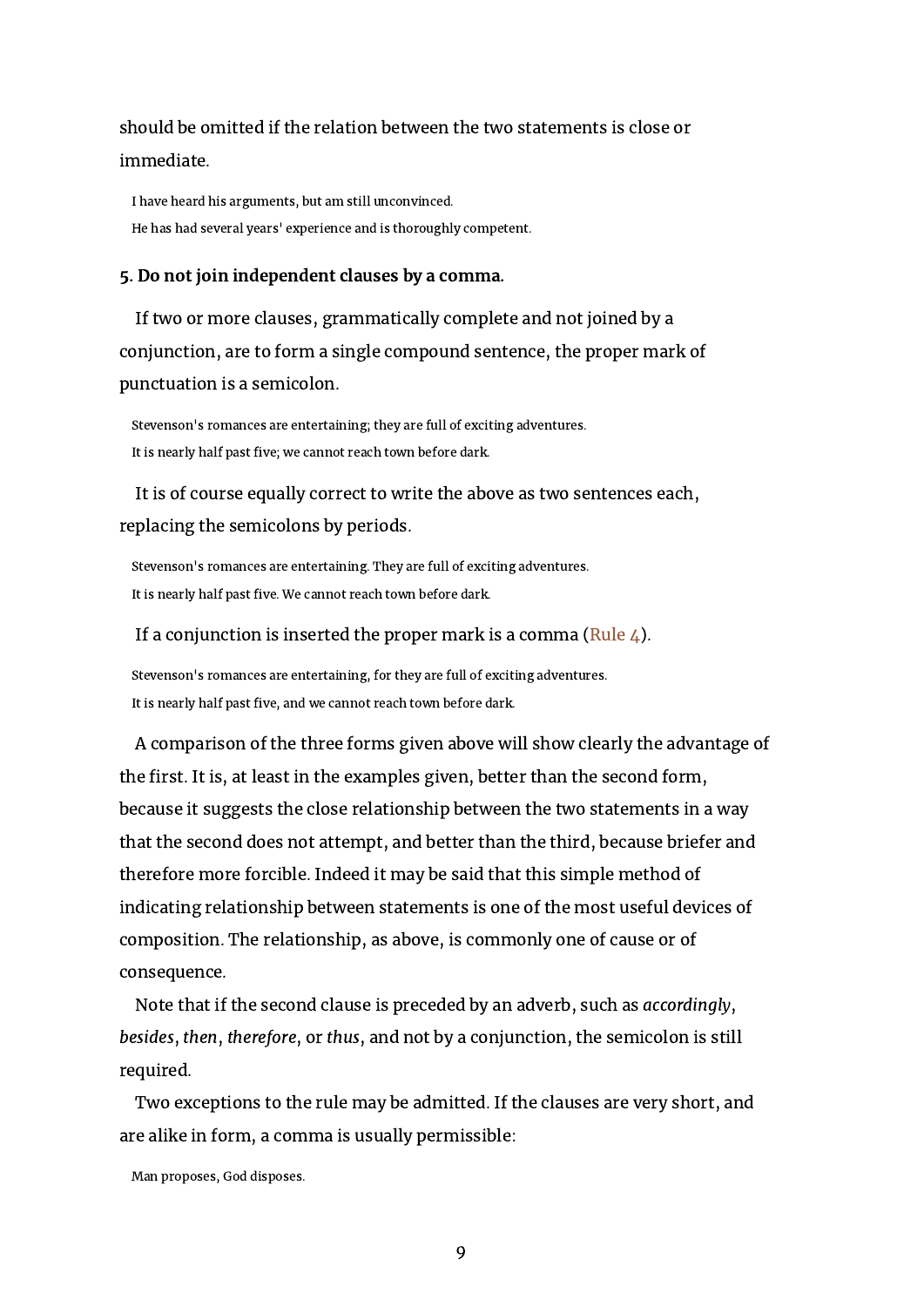should be omitted if the relation between the two statements is close or immediate.

> I have heard his arguments, but am still unconvinced.
>
> He has had several years' experience and is thoroughly competent.

**5. Do not join independent clauses by a comma.**

If two or more clauses, grammatically complete and not joined by a conjunction, are to form a single compound sentence, the proper mark of punctuation is a semicolon.

> Stevenson's romances are entertaining; they are full of exciting adventures.
>
> It is nearly half past five; we cannot reach town before dark.

It is of course equally correct to write the above as two sentences each, replacing the semicolons by periods.

> Stevenson's romances are entertaining. They are full of exciting adventures.
>
> It is nearly half past five. We cannot reach town before dark.

If a conjunction is inserted the proper mark is a comma (Rule 4).

> Stevenson's romances are entertaining, for they are full of exciting adventures.
>
> It is nearly half past five, and we cannot reach town before dark.

A comparison of the three forms given above will show clearly the advantage of the first. It is, at least in the examples given, better than the second form, because it suggests the close relationship between the two statements in a way that the second does not attempt, and better than the third, because briefer and therefore more forcible. Indeed it may be said that this simple method of indicating relationship between statements is one of the most useful devices of composition. The relationship, as above, is commonly one of cause or of consequence.

Note that if the second clause is preceded by an adverb, such as *accordingly*, *besides*, *then*, *therefore*, or *thus*, and not by a conjunction, the semicolon is still required.

Two exceptions to the rule may be admitted. If the clauses are very short, and are alike in form, a comma is usually permissible:

> Man proposes, God disposes.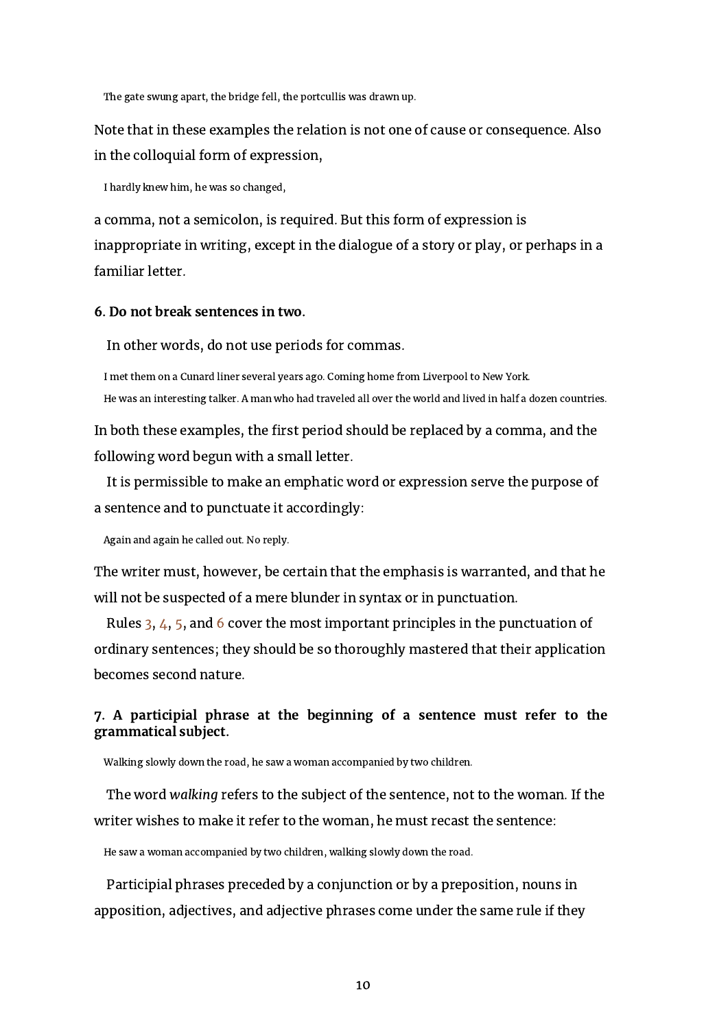> The gate swung apart, the bridge fell, the portcullis was drawn up.

Note that in these examples the relation is not one of cause or consequence. Also in the colloquial form of expression,

> I hardly knew him, he was so changed,

a comma, not a semicolon, is required. But this form of expression is inappropriate in writing, except in the dialogue of a story or play, or perhaps in a familiar letter.

**6. Do not break sentences in two.**

In other words, do not use periods for commas.

> I met them on a Cunard liner several years ago. Coming home from Liverpool to New York.
>
> He was an interesting talker. A man who had traveled all over the world and lived in half a dozen countries.

In both these examples, the first period should be replaced by a comma, and the following word begun with a small letter.

It is permissible to make an emphatic word or expression serve the purpose of a sentence and to punctuate it accordingly:

> Again and again he called out. No reply.

The writer must, however, be certain that the emphasis is warranted, and that he will not be suspected of a mere blunder in syntax or in punctuation.

Rules 3, 4, 5, and 6 cover the most important principles in the punctuation of ordinary sentences; they should be so thoroughly mastered that their application becomes second nature.

**7. A participial phrase at the beginning of a sentence must refer to the grammatical subject.**

> Walking slowly down the road, he saw a woman accompanied by two children.

The word *walking* refers to the subject of the sentence, not to the woman. If the writer wishes to make it refer to the woman, he must recast the sentence:

> He saw a woman accompanied by two children, walking slowly down the road.

Participial phrases preceded by a conjunction or by a preposition, nouns in apposition, adjectives, and adjective phrases come under the same rule if they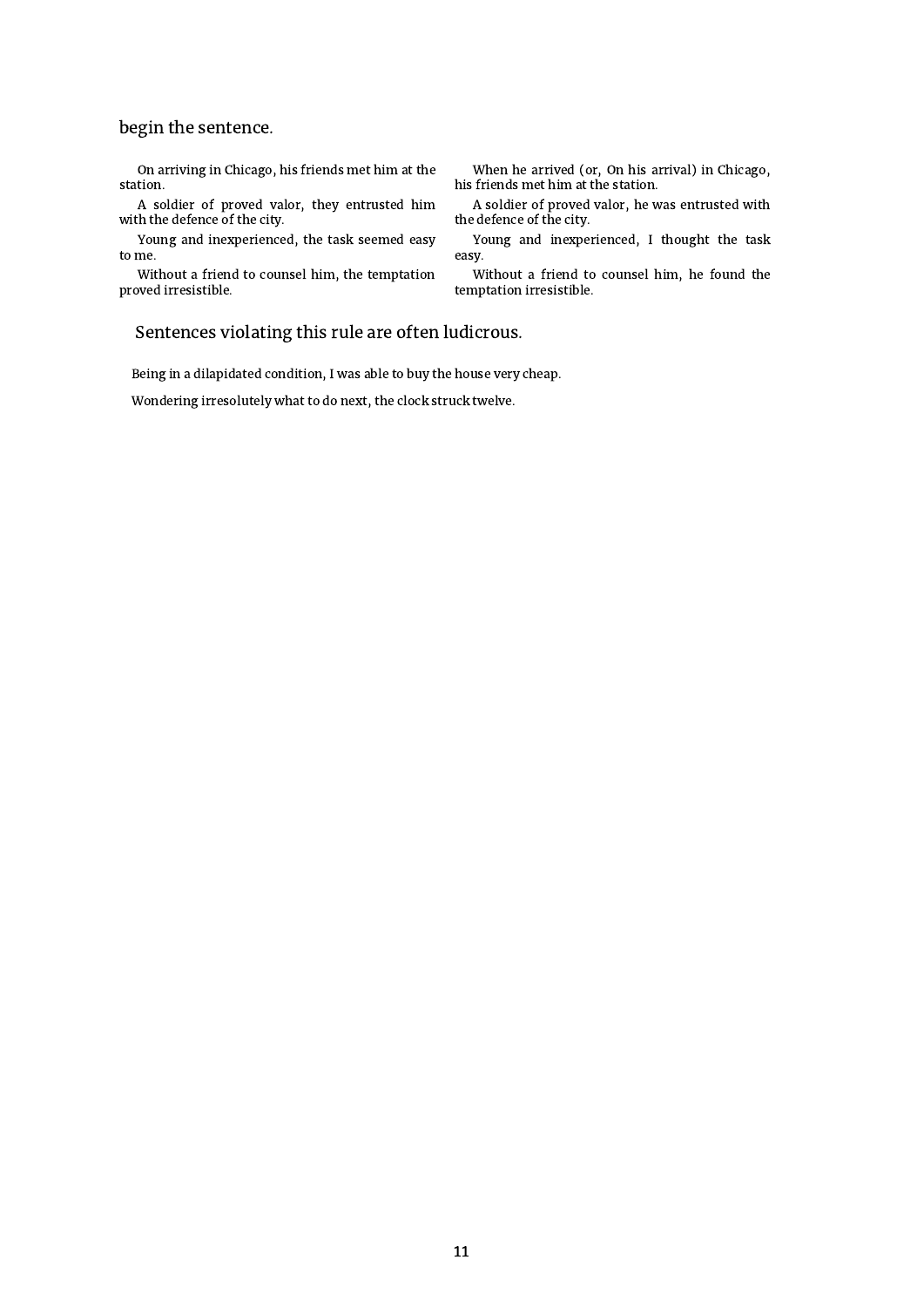begin the sentence.

| | |
|---|---|
| On arriving in Chicago, his friends met him at the station. | When he arrived (or, On his arrival) in Chicago, his friends met him at the station. |
| A soldier of proved valor, they entrusted him with the defence of the city. | A soldier of proved valor, he was entrusted with the defence of the city. |
| Young and inexperienced, the task seemed easy to me. | Young and inexperienced, I thought the task easy. |
| Without a friend to counsel him, the temptation proved irresistible. | Without a friend to counsel him, he found the temptation irresistible. |

Sentences violating this rule are often ludicrous.

Being in a dilapidated condition, I was able to buy the house very cheap.

Wondering irresolutely what to do next, the clock struck twelve.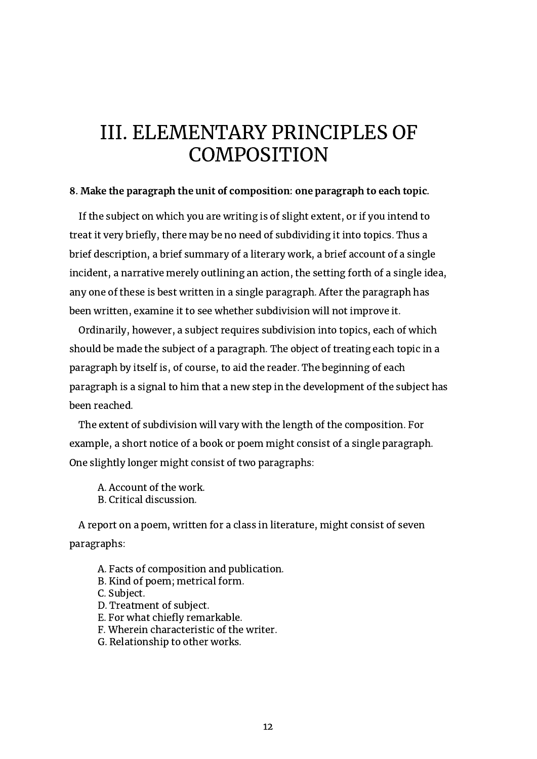# III. ELEMENTARY PRINCIPLES OF COMPOSITION

**8. Make the paragraph the unit of composition: one paragraph to each topic.**

If the subject on which you are writing is of slight extent, or if you intend to treat it very briefly, there may be no need of subdividing it into topics. Thus a brief description, a brief summary of a literary work, a brief account of a single incident, a narrative merely outlining an action, the setting forth of a single idea, any one of these is best written in a single paragraph. After the paragraph has been written, examine it to see whether subdivision will not improve it.

Ordinarily, however, a subject requires subdivision into topics, each of which should be made the subject of a paragraph. The object of treating each topic in a paragraph by itself is, of course, to aid the reader. The beginning of each paragraph is a signal to him that a new step in the development of the subject has been reached.

The extent of subdivision will vary with the length of the composition. For example, a short notice of a book or poem might consist of a single paragraph. One slightly longer might consist of two paragraphs:

A. Account of the work.
B. Critical discussion.

A report on a poem, written for a class in literature, might consist of seven paragraphs:

A. Facts of composition and publication.
B. Kind of poem; metrical form.
C. Subject.
D. Treatment of subject.
E. For what chiefly remarkable.
F. Wherein characteristic of the writer.
G. Relationship to other works.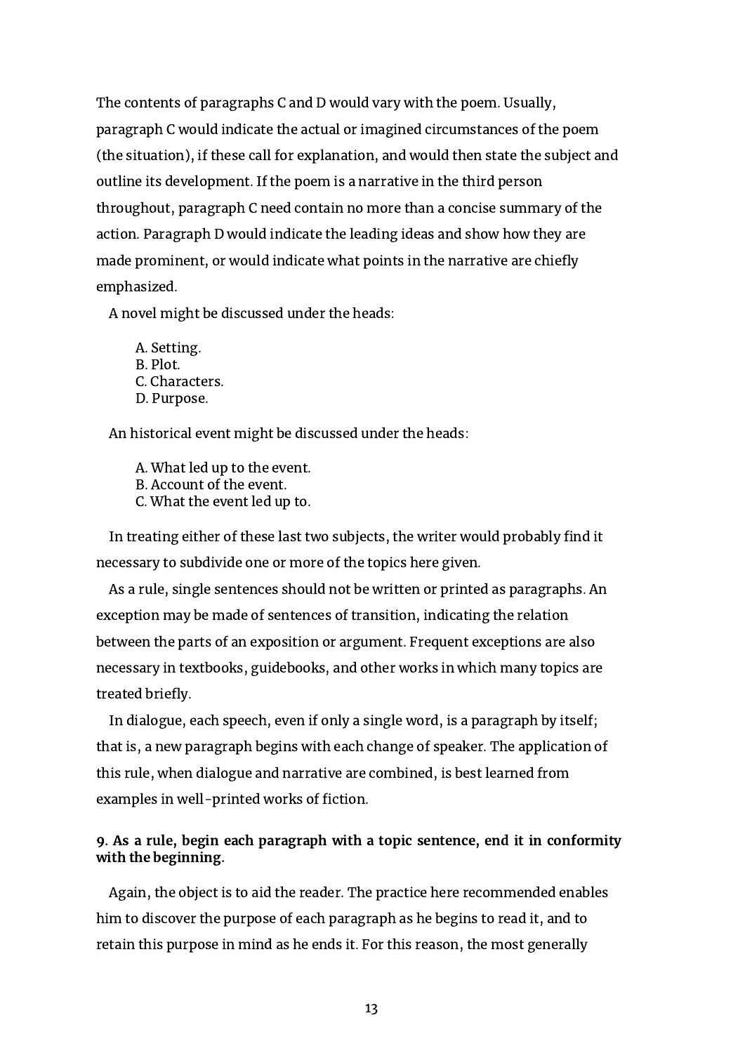The contents of paragraphs C and D would vary with the poem. Usually, paragraph C would indicate the actual or imagined circumstances of the poem (the situation), if these call for explanation, and would then state the subject and outline its development. If the poem is a narrative in the third person throughout, paragraph C need contain no more than a concise summary of the action. Paragraph D would indicate the leading ideas and show how they are made prominent, or would indicate what points in the narrative are chiefly emphasized.

A novel might be discussed under the heads:

A. Setting.
B. Plot.
C. Characters.
D. Purpose.

An historical event might be discussed under the heads:

A. What led up to the event.
B. Account of the event.
C. What the event led up to.

In treating either of these last two subjects, the writer would probably find it necessary to subdivide one or more of the topics here given.

As a rule, single sentences should not be written or printed as paragraphs. An exception may be made of sentences of transition, indicating the relation between the parts of an exposition or argument. Frequent exceptions are also necessary in textbooks, guidebooks, and other works in which many topics are treated briefly.

In dialogue, each speech, even if only a single word, is a paragraph by itself; that is, a new paragraph begins with each change of speaker. The application of this rule, when dialogue and narrative are combined, is best learned from examples in well-printed works of fiction.

**9. As a rule, begin each paragraph with a topic sentence, end it in conformity with the beginning.**

Again, the object is to aid the reader. The practice here recommended enables him to discover the purpose of each paragraph as he begins to read it, and to retain this purpose in mind as he ends it. For this reason, the most generally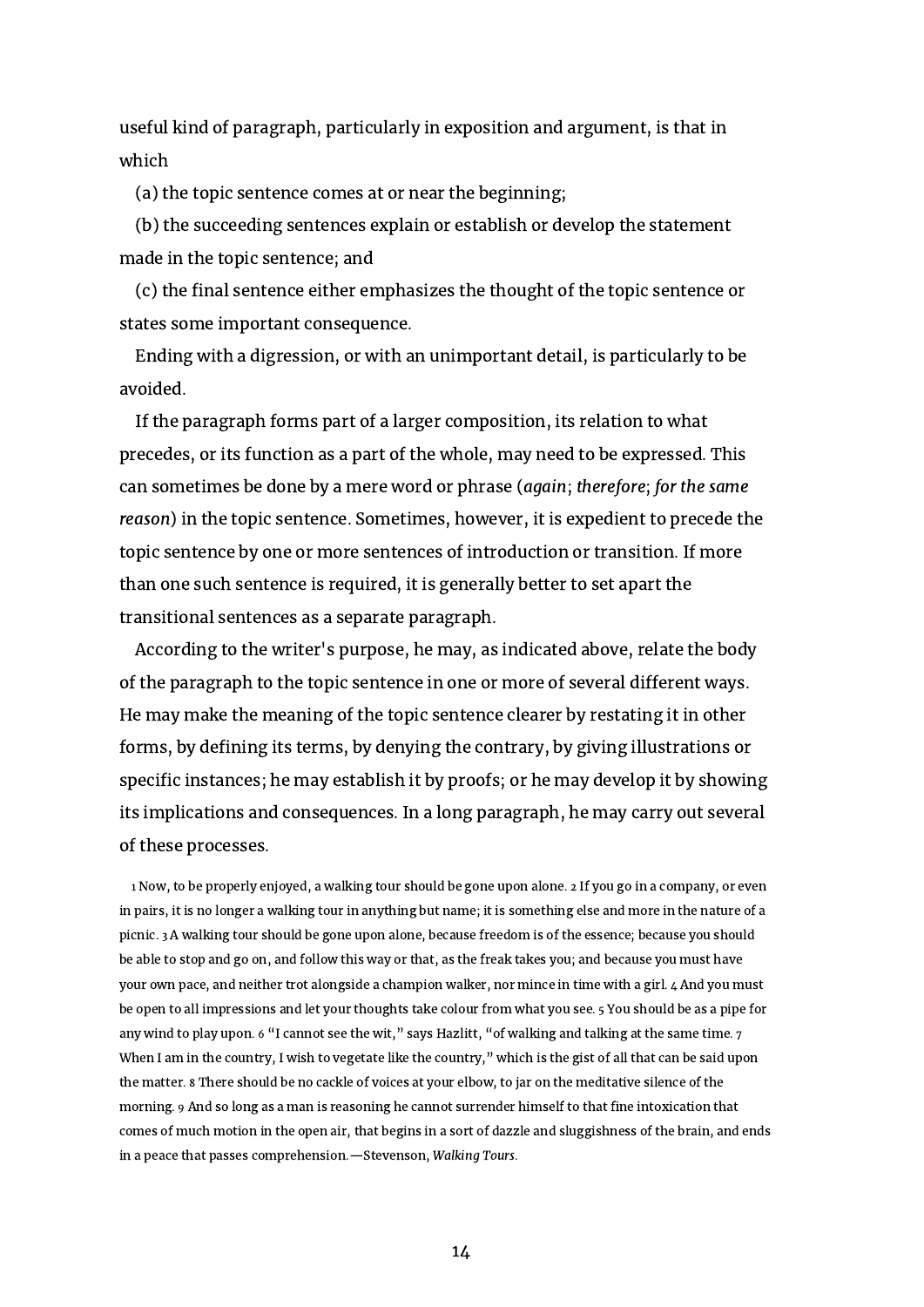useful kind of paragraph, particularly in exposition and argument, is that in which

(a) the topic sentence comes at or near the beginning;

(b) the succeeding sentences explain or establish or develop the statement made in the topic sentence; and

(c) the final sentence either emphasizes the thought of the topic sentence or states some important consequence.

Ending with a digression, or with an unimportant detail, is particularly to be avoided.

If the paragraph forms part of a larger composition, its relation to what precedes, or its function as a part of the whole, may need to be expressed. This can sometimes be done by a mere word or phrase (*again*; *therefore*; *for the same reason*) in the topic sentence. Sometimes, however, it is expedient to precede the topic sentence by one or more sentences of introduction or transition. If more than one such sentence is required, it is generally better to set apart the transitional sentences as a separate paragraph.

According to the writer's purpose, he may, as indicated above, relate the body of the paragraph to the topic sentence in one or more of several different ways. He may make the meaning of the topic sentence clearer by restating it in other forms, by defining its terms, by denying the contrary, by giving illustrations or specific instances; he may establish it by proofs; or he may develop it by showing its implications and consequences. In a long paragraph, he may carry out several of these processes.

1 Now, to be properly enjoyed, a walking tour should be gone upon alone. 2 If you go in a company, or even in pairs, it is no longer a walking tour in anything but name; it is something else and more in the nature of a picnic. 3 A walking tour should be gone upon alone, because freedom is of the essence; because you should be able to stop and go on, and follow this way or that, as the freak takes you; and because you must have your own pace, and neither trot alongside a champion walker, nor mince in time with a girl. 4 And you must be open to all impressions and let your thoughts take colour from what you see. 5 You should be as a pipe for any wind to play upon. 6 "I cannot see the wit," says Hazlitt, "of walking and talking at the same time. 7 When I am in the country, I wish to vegetate like the country," which is the gist of all that can be said upon the matter. 8 There should be no cackle of voices at your elbow, to jar on the meditative silence of the morning. 9 And so long as a man is reasoning he cannot surrender himself to that fine intoxication that comes of much motion in the open air, that begins in a sort of dazzle and sluggishness of the brain, and ends in a peace that passes comprehension.—Stevenson, *Walking Tours*.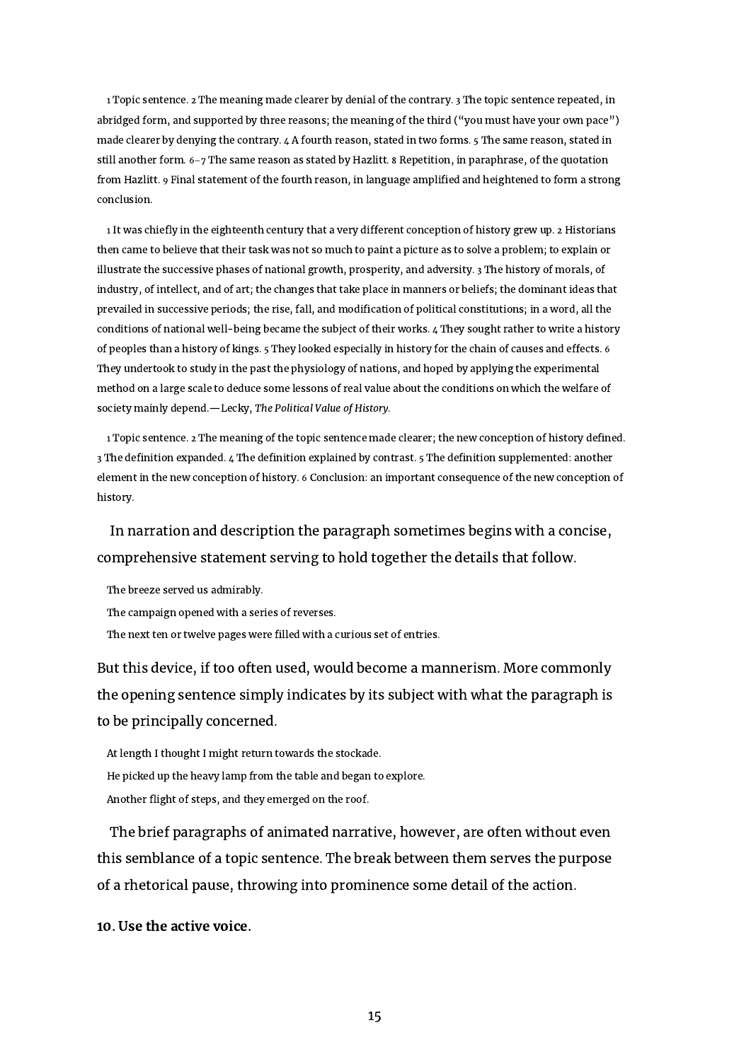1 Topic sentence. 2 The meaning made clearer by denial of the contrary. 3 The topic sentence repeated, in abridged form, and supported by three reasons; the meaning of the third ("you must have your own pace") made clearer by denying the contrary. 4 A fourth reason, stated in two forms. 5 The same reason, stated in still another form. 6–7 The same reason as stated by Hazlitt. 8 Repetition, in paraphrase, of the quotation from Hazlitt. 9 Final statement of the fourth reason, in language amplified and heightened to form a strong conclusion.

1 It was chiefly in the eighteenth century that a very different conception of history grew up. 2 Historians then came to believe that their task was not so much to paint a picture as to solve a problem; to explain or illustrate the successive phases of national growth, prosperity, and adversity. 3 The history of morals, of industry, of intellect, and of art; the changes that take place in manners or beliefs; the dominant ideas that prevailed in successive periods; the rise, fall, and modification of political constitutions; in a word, all the conditions of national well-being became the subject of their works. 4 They sought rather to write a history of peoples than a history of kings. 5 They looked especially in history for the chain of causes and effects. 6 They undertook to study in the past the physiology of nations, and hoped by applying the experimental method on a large scale to deduce some lessons of real value about the conditions on which the welfare of society mainly depend.—Lecky, *The Political Value of History*.

1 Topic sentence. 2 The meaning of the topic sentence made clearer; the new conception of history defined. 3 The definition expanded. 4 The definition explained by contrast. 5 The definition supplemented: another element in the new conception of history. 6 Conclusion: an important consequence of the new conception of history.

In narration and description the paragraph sometimes begins with a concise, comprehensive statement serving to hold together the details that follow.

The breeze served us admirably.

The campaign opened with a series of reverses.

The next ten or twelve pages were filled with a curious set of entries.

But this device, if too often used, would become a mannerism. More commonly the opening sentence simply indicates by its subject with what the paragraph is to be principally concerned.

At length I thought I might return towards the stockade.

He picked up the heavy lamp from the table and began to explore.

Another flight of steps, and they emerged on the roof.

The brief paragraphs of animated narrative, however, are often without even this semblance of a topic sentence. The break between them serves the purpose of a rhetorical pause, throwing into prominence some detail of the action.

**10. Use the active voice.**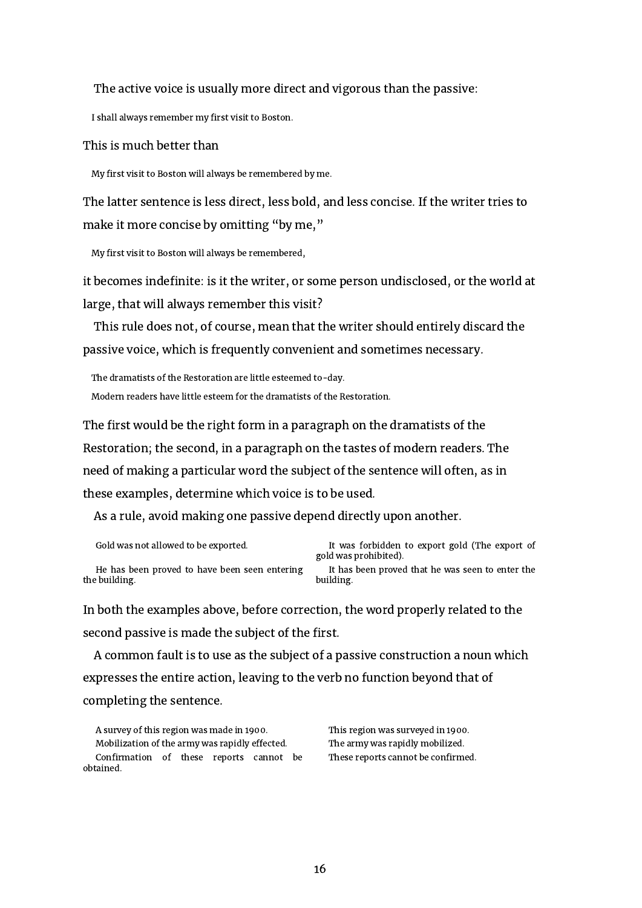The active voice is usually more direct and vigorous than the passive:

> I shall always remember my first visit to Boston.

This is much better than

> My first visit to Boston will always be remembered by me.

The latter sentence is less direct, less bold, and less concise. If the writer tries to make it more concise by omitting "by me,"

> My first visit to Boston will always be remembered,

it becomes indefinite: is it the writer, or some person undisclosed, or the world at large, that will always remember this visit?

This rule does not, of course, mean that the writer should entirely discard the passive voice, which is frequently convenient and sometimes necessary.

> The dramatists of the Restoration are little esteemed to-day.
>
> Modern readers have little esteem for the dramatists of the Restoration.

The first would be the right form in a paragraph on the dramatists of the Restoration; the second, in a paragraph on the tastes of modern readers. The need of making a particular word the subject of the sentence will often, as in these examples, determine which voice is to be used.

As a rule, avoid making one passive depend directly upon another.

| | |
|---|---|
| Gold was not allowed to be exported. | It was forbidden to export gold (The export of gold was prohibited). |
| He has been proved to have been seen entering the building. | It has been proved that he was seen to enter the building. |

In both the examples above, before correction, the word properly related to the second passive is made the subject of the first.

A common fault is to use as the subject of a passive construction a noun which expresses the entire action, leaving to the verb no function beyond that of completing the sentence.

| | |
|---|---|
| A survey of this region was made in 1900. | This region was surveyed in 1900. |
| Mobilization of the army was rapidly effected. | The army was rapidly mobilized. |
| Confirmation of these reports cannot be obtained. | These reports cannot be confirmed. |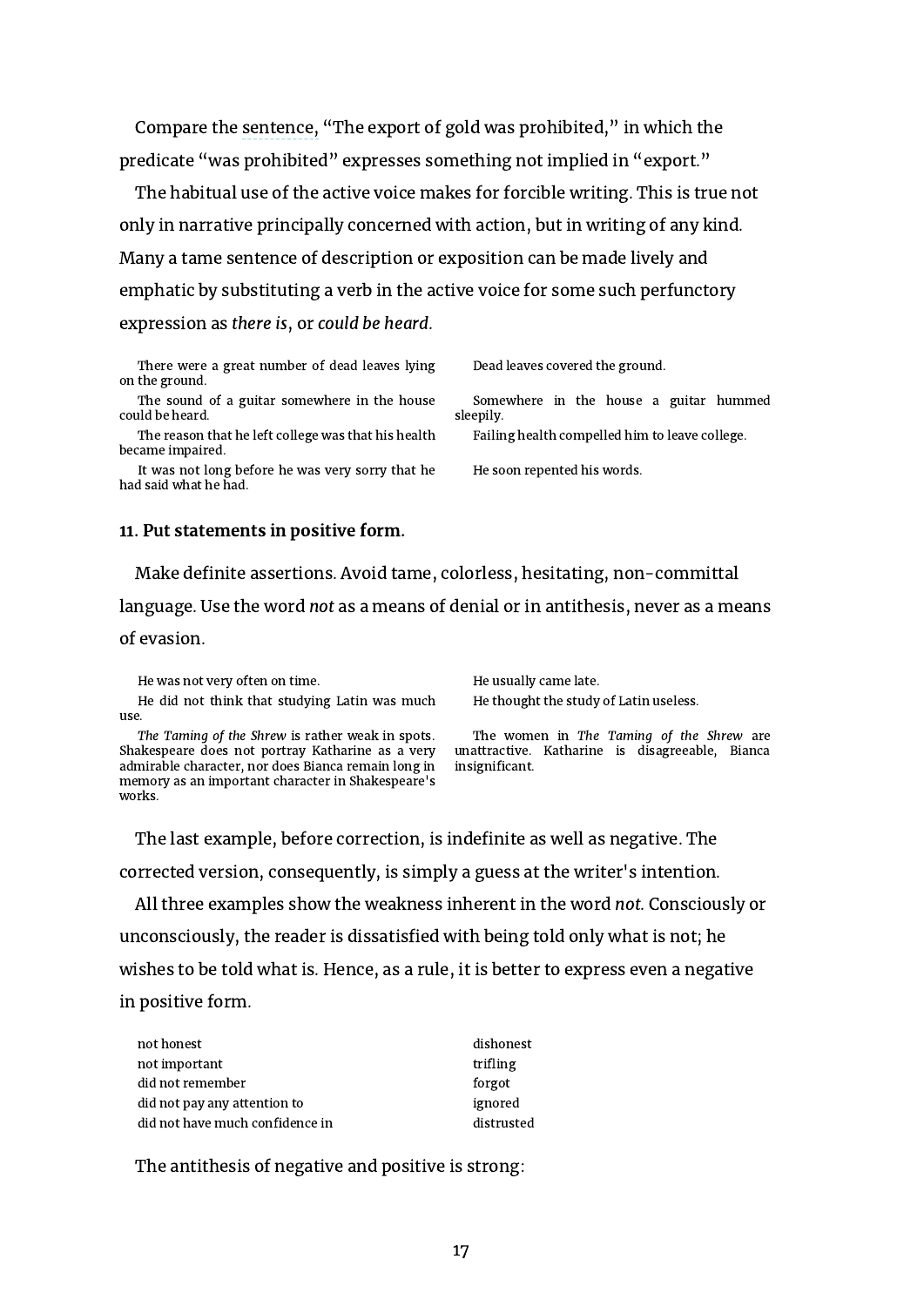Compare the sentence, "The export of gold was prohibited," in which the predicate "was prohibited" expresses something not implied in "export."

The habitual use of the active voice makes for forcible writing. This is true not only in narrative principally concerned with action, but in writing of any kind. Many a tame sentence of description or exposition can be made lively and emphatic by substituting a verb in the active voice for some such perfunctory expression as *there is*, or *could be heard*.

| | |
|---|---|
| There were a great number of dead leaves lying on the ground. | Dead leaves covered the ground. |
| The sound of a guitar somewhere in the house could be heard. | Somewhere in the house a guitar hummed sleepily. |
| The reason that he left college was that his health became impaired. | Failing health compelled him to leave college. |
| It was not long before he was very sorry that he had said what he had. | He soon repented his words. |

**11. Put statements in positive form.**

Make definite assertions. Avoid tame, colorless, hesitating, non-committal language. Use the word *not* as a means of denial or in antithesis, never as a means of evasion.

| | |
|---|---|
| He was not very often on time. | He usually came late. |
| He did not think that studying Latin was much use. | He thought the study of Latin useless. |
| *The Taming of the Shrew* is rather weak in spots. Shakespeare does not portray Katharine as a very admirable character, nor does Bianca remain long in memory as an important character in Shakespeare's works. | The women in *The Taming of the Shrew* are unattractive. Katharine is disagreeable, Bianca insignificant. |

The last example, before correction, is indefinite as well as negative. The corrected version, consequently, is simply a guess at the writer's intention.

All three examples show the weakness inherent in the word *not*. Consciously or unconsciously, the reader is dissatisfied with being told only what is not; he wishes to be told what is. Hence, as a rule, it is better to express even a negative in positive form.

| | |
|---|---|
| not honest | dishonest |
| not important | trifling |
| did not remember | forgot |
| did not pay any attention to | ignored |
| did not have much confidence in | distrusted |

The antithesis of negative and positive is strong: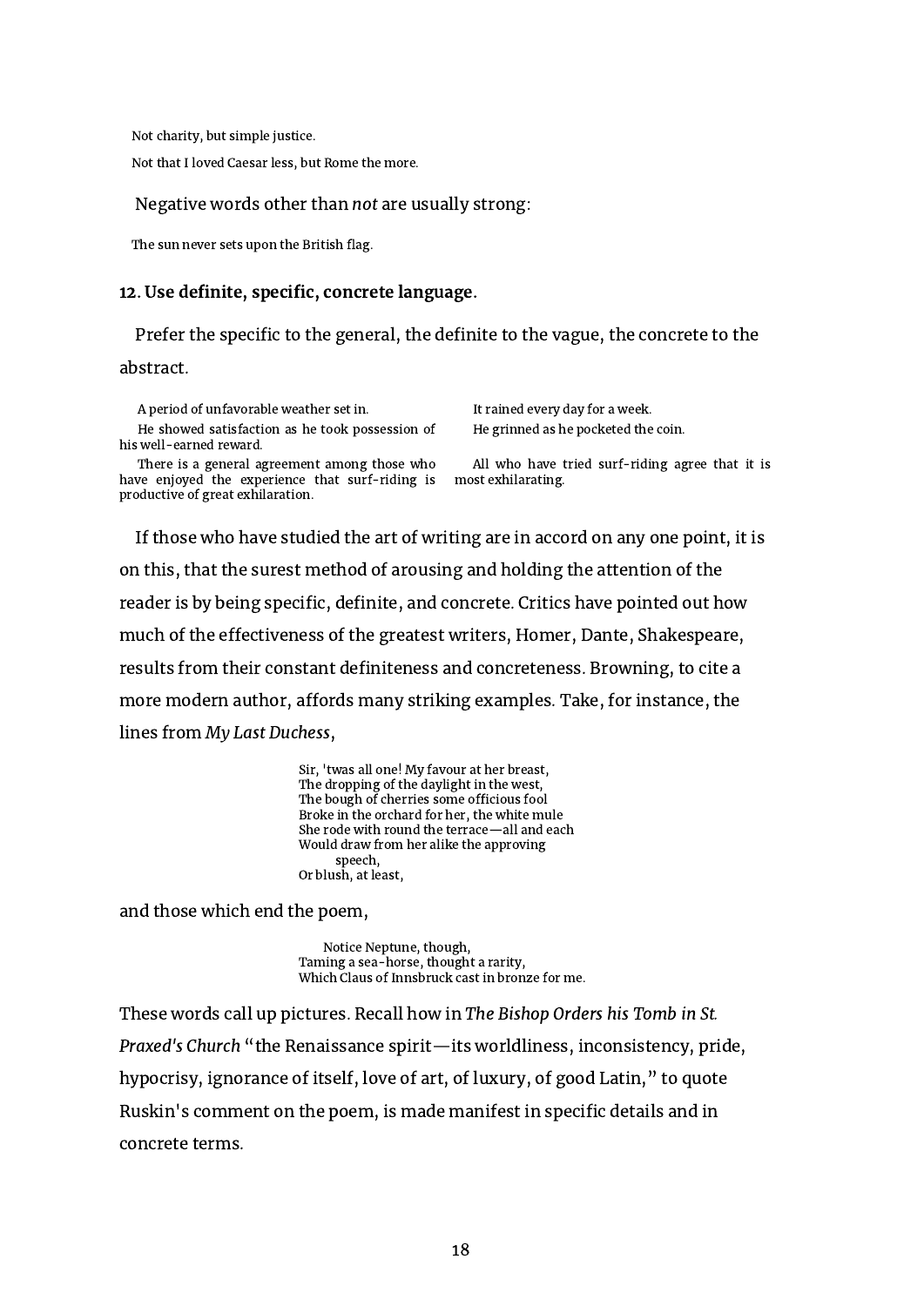Not charity, but simple justice.

Not that I loved Caesar less, but Rome the more.

Negative words other than *not* are usually strong:

The sun never sets upon the British flag.

**12. Use definite, specific, concrete language.**

Prefer the specific to the general, the definite to the vague, the concrete to the abstract.

| | |
|---|---|
| A period of unfavorable weather set in. | It rained every day for a week. |
| He showed satisfaction as he took possession of his well-earned reward. | He grinned as he pocketed the coin. |
| There is a general agreement among those who have enjoyed the experience that surf-riding is productive of great exhilaration. | All who have tried surf-riding agree that it is most exhilarating. |

If those who have studied the art of writing are in accord on any one point, it is on this, that the surest method of arousing and holding the attention of the reader is by being specific, definite, and concrete. Critics have pointed out how much of the effectiveness of the greatest writers, Homer, Dante, Shakespeare, results from their constant definiteness and concreteness. Browning, to cite a more modern author, affords many striking examples. Take, for instance, the lines from *My Last Duchess*,

> Sir, 'twas all one! My favour at her breast,
> The dropping of the daylight in the west,
> The bough of cherries some officious fool
> Broke in the orchard for her, the white mule
> She rode with round the terrace—all and each
> Would draw from her alike the approving
> speech,
> Or blush, at least,

and those which end the poem,

> Notice Neptune, though,
> Taming a sea-horse, thought a rarity,
> Which Claus of Innsbruck cast in bronze for me.

These words call up pictures. Recall how in *The Bishop Orders his Tomb in St. Praxed's Church* "the Renaissance spirit—its worldliness, inconsistency, pride, hypocrisy, ignorance of itself, love of art, of luxury, of good Latin," to quote Ruskin's comment on the poem, is made manifest in specific details and in concrete terms.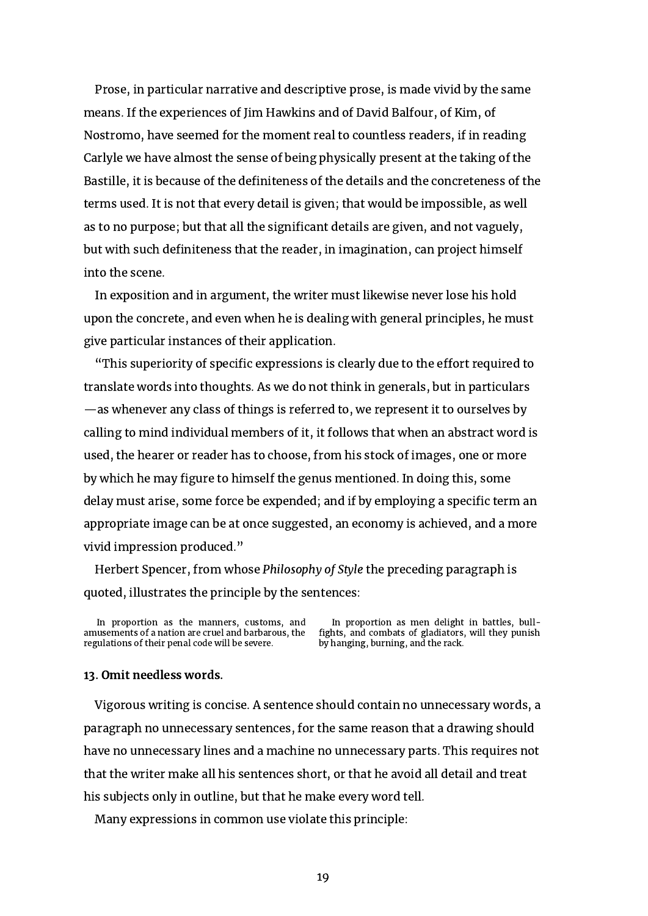Prose, in particular narrative and descriptive prose, is made vivid by the same means. If the experiences of Jim Hawkins and of David Balfour, of Kim, of Nostromo, have seemed for the moment real to countless readers, if in reading Carlyle we have almost the sense of being physically present at the taking of the Bastille, it is because of the definiteness of the details and the concreteness of the terms used. It is not that every detail is given; that would be impossible, as well as to no purpose; but that all the significant details are given, and not vaguely, but with such definiteness that the reader, in imagination, can project himself into the scene.

In exposition and in argument, the writer must likewise never lose his hold upon the concrete, and even when he is dealing with general principles, he must give particular instances of their application.

“This superiority of specific expressions is clearly due to the effort required to translate words into thoughts. As we do not think in generals, but in particulars —as whenever any class of things is referred to, we represent it to ourselves by calling to mind individual members of it, it follows that when an abstract word is used, the hearer or reader has to choose, from his stock of images, one or more by which he may figure to himself the genus mentioned. In doing this, some delay must arise, some force be expended; and if by employing a specific term an appropriate image can be at once suggested, an economy is achieved, and a more vivid impression produced.”

Herbert Spencer, from whose *Philosophy of Style* the preceding paragraph is quoted, illustrates the principle by the sentences:

| | |
|---|---|
| In proportion as the manners, customs, and amusements of a nation are cruel and barbarous, the regulations of their penal code will be severe. | In proportion as men delight in battles, bull-fights, and combats of gladiators, will they punish by hanging, burning, and the rack. |

**13. Omit needless words.**

Vigorous writing is concise. A sentence should contain no unnecessary words, a paragraph no unnecessary sentences, for the same reason that a drawing should have no unnecessary lines and a machine no unnecessary parts. This requires not that the writer make all his sentences short, or that he avoid all detail and treat his subjects only in outline, but that he make every word tell.

Many expressions in common use violate this principle: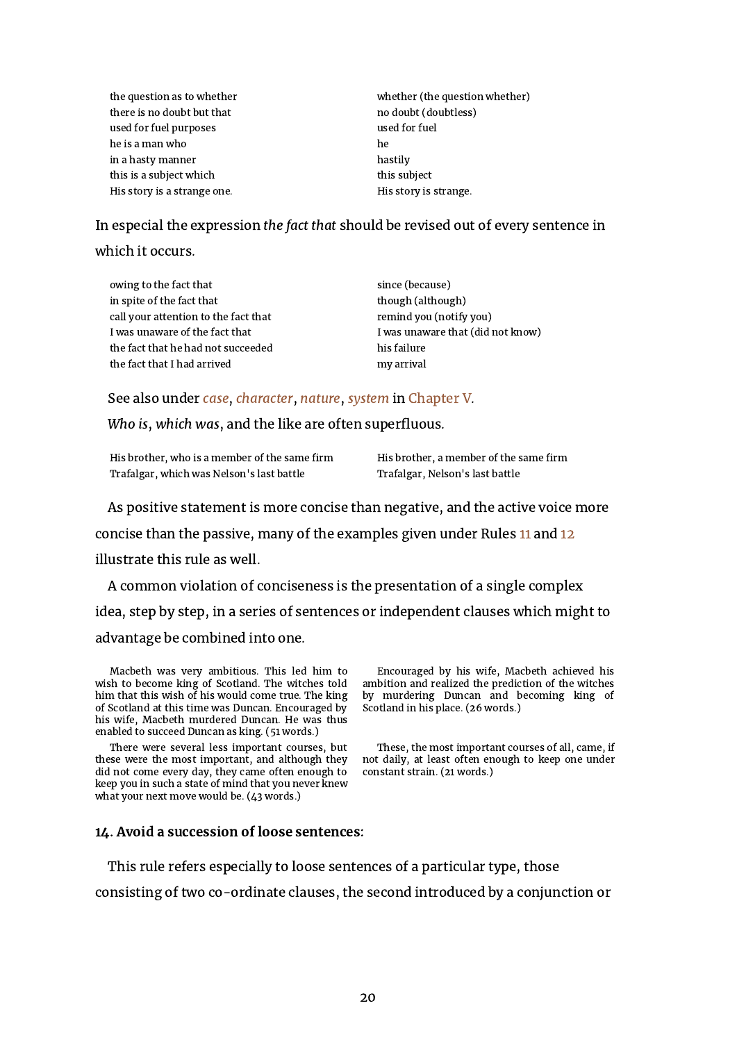| | |
|---|---|
| the question as to whether | whether (the question whether) |
| there is no doubt but that | no doubt (doubtless) |
| used for fuel purposes | used for fuel |
| he is a man who | he |
| in a hasty manner | hastily |
| this is a subject which | this subject |
| His story is a strange one. | His story is strange. |

In especial the expression *the fact that* should be revised out of every sentence in which it occurs.

| | |
|---|---|
| owing to the fact that | since (because) |
| in spite of the fact that | though (although) |
| call your attention to the fact that | remind you (notify you) |
| I was unaware of the fact that | I was unaware that (did not know) |
| the fact that he had not succeeded | his failure |
| the fact that I had arrived | my arrival |

See also under *case*, *character*, *nature*, *system* in Chapter V.

*Who is*, *which was*, and the like are often superfluous.

| | |
|---|---|
| His brother, who is a member of the same firm | His brother, a member of the same firm |
| Trafalgar, which was Nelson's last battle | Trafalgar, Nelson's last battle |

As positive statement is more concise than negative, and the active voice more concise than the passive, many of the examples given under Rules 11 and 12 illustrate this rule as well.

A common violation of conciseness is the presentation of a single complex idea, step by step, in a series of sentences or independent clauses which might to advantage be combined into one.

| | |
|---|---|
| Macbeth was very ambitious. This led him to wish to become king of Scotland. The witches told him that this wish of his would come true. The king of Scotland at this time was Duncan. Encouraged by his wife, Macbeth murdered Duncan. He was thus enabled to succeed Duncan as king. (51 words.) | Encouraged by his wife, Macbeth achieved his ambition and realized the prediction of the witches by murdering Duncan and becoming king of Scotland in his place. (26 words.) |
| There were several less important courses, but these were the most important, and although they did not come every day, they came often enough to keep you in such a state of mind that you never knew what your next move would be. (43 words.) | These, the most important courses of all, came, if not daily, at least often enough to keep one under constant strain. (21 words.) |

**14. Avoid a succession of loose sentences:**

This rule refers especially to loose sentences of a particular type, those consisting of two co-ordinate clauses, the second introduced by a conjunction or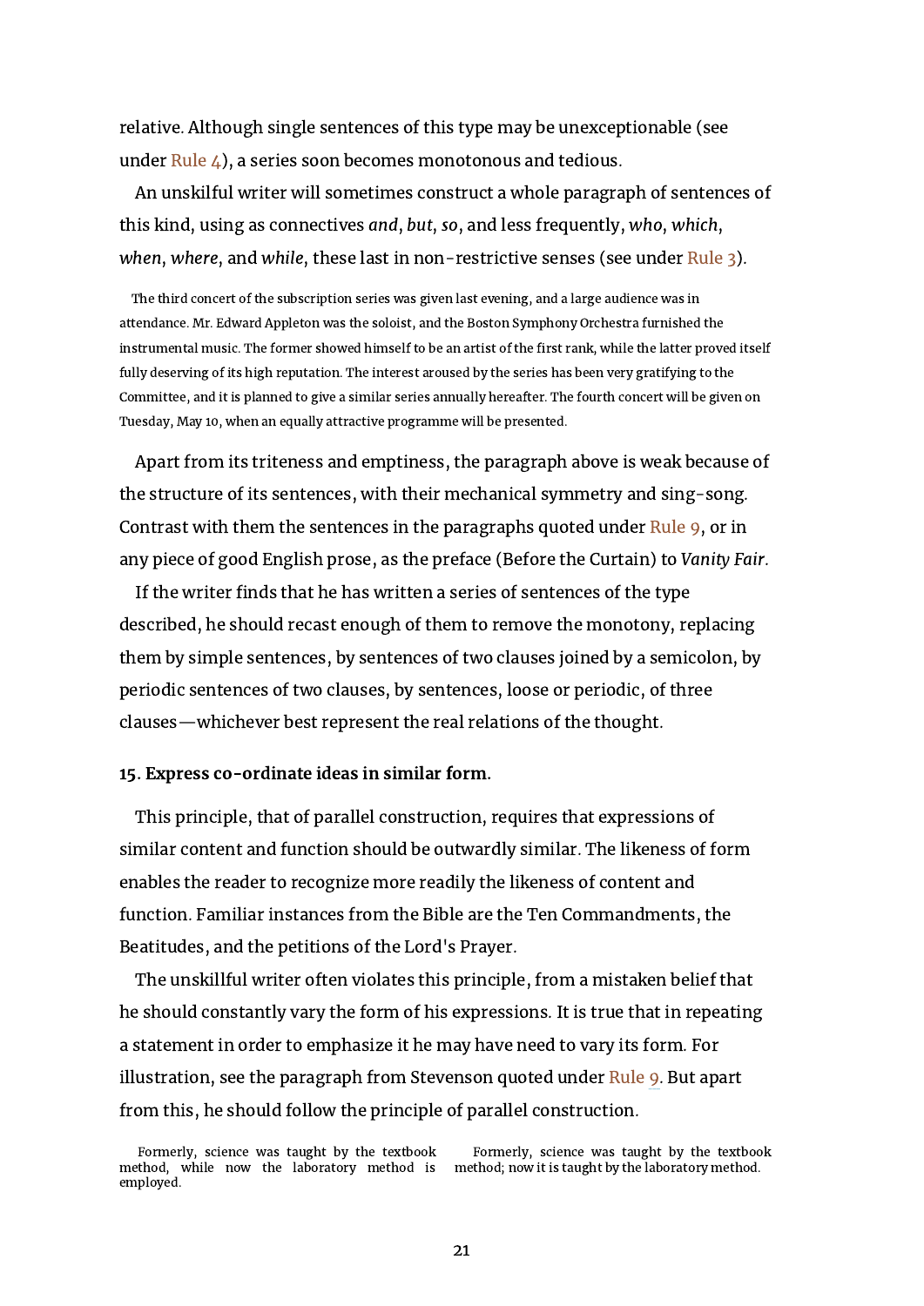relative. Although single sentences of this type may be unexceptionable (see under Rule 4), a series soon becomes monotonous and tedious.

An unskilful writer will sometimes construct a whole paragraph of sentences of this kind, using as connectives *and*, *but*, *so*, and less frequently, *who*, *which*, *when*, *where*, and *while*, these last in non-restrictive senses (see under Rule 3).

> The third concert of the subscription series was given last evening, and a large audience was in attendance. Mr. Edward Appleton was the soloist, and the Boston Symphony Orchestra furnished the instrumental music. The former showed himself to be an artist of the first rank, while the latter proved itself fully deserving of its high reputation. The interest aroused by the series has been very gratifying to the Committee, and it is planned to give a similar series annually hereafter. The fourth concert will be given on Tuesday, May 10, when an equally attractive programme will be presented.

Apart from its triteness and emptiness, the paragraph above is weak because of the structure of its sentences, with their mechanical symmetry and sing-song. Contrast with them the sentences in the paragraphs quoted under Rule 9, or in any piece of good English prose, as the preface (Before the Curtain) to *Vanity Fair*.

If the writer finds that he has written a series of sentences of the type described, he should recast enough of them to remove the monotony, replacing them by simple sentences, by sentences of two clauses joined by a semicolon, by periodic sentences of two clauses, by sentences, loose or periodic, of three clauses—whichever best represent the real relations of the thought.

### 15. Express co-ordinate ideas in similar form.

This principle, that of parallel construction, requires that expressions of similar content and function should be outwardly similar. The likeness of form enables the reader to recognize more readily the likeness of content and function. Familiar instances from the Bible are the Ten Commandments, the Beatitudes, and the petitions of the Lord's Prayer.

The unskillful writer often violates this principle, from a mistaken belief that he should constantly vary the form of his expressions. It is true that in repeating a statement in order to emphasize it he may have need to vary its form. For illustration, see the paragraph from Stevenson quoted under Rule 9. But apart from this, he should follow the principle of parallel construction.

| | |
|---|---|
| Formerly, science was taught by the textbook method, while now the laboratory method is employed. | Formerly, science was taught by the textbook method; now it is taught by the laboratory method. |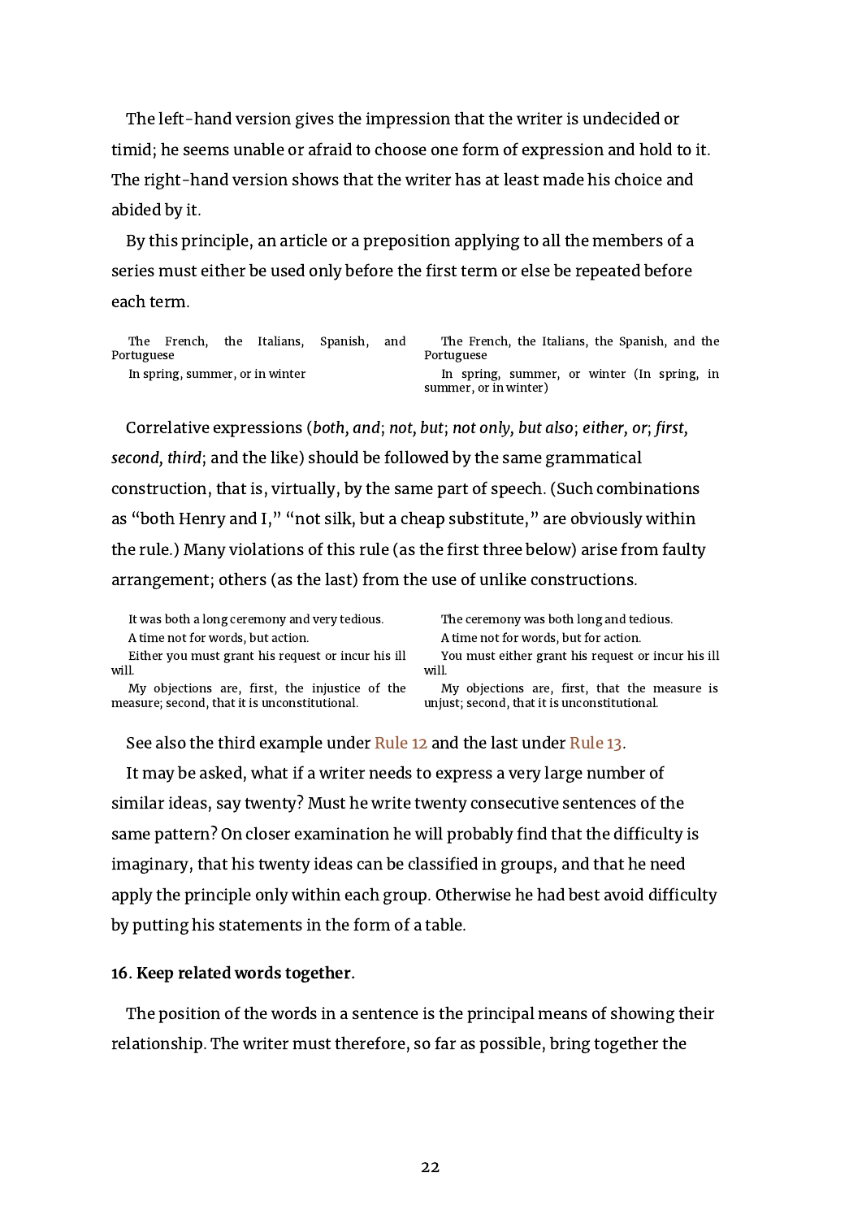The left-hand version gives the impression that the writer is undecided or timid; he seems unable or afraid to choose one form of expression and hold to it. The right-hand version shows that the writer has at least made his choice and abided by it.

By this principle, an article or a preposition applying to all the members of a series must either be used only before the first term or else be repeated before each term.

| | |
|---|---|
| The French, the Italians, Spanish, and Portuguese | The French, the Italians, the Spanish, and the Portuguese |
| In spring, summer, or in winter | In spring, summer, or winter (In spring, in summer, or in winter) |

Correlative expressions (*both, and*; *not, but*; *not only, but also*; *either, or*; *first, second, third*; and the like) should be followed by the same grammatical construction, that is, virtually, by the same part of speech. (Such combinations as “both Henry and I,” “not silk, but a cheap substitute,” are obviously within the rule.) Many violations of this rule (as the first three below) arise from faulty arrangement; others (as the last) from the use of unlike constructions.

| | |
|---|---|
| It was both a long ceremony and very tedious. | The ceremony was both long and tedious. |
| A time not for words, but action. | A time not for words, but for action. |
| Either you must grant his request or incur his ill will. | You must either grant his request or incur his ill will. |
| My objections are, first, the injustice of the measure; second, that it is unconstitutional. | My objections are, first, that the measure is unjust; second, that it is unconstitutional. |

See also the third example under Rule 12 and the last under Rule 13.

It may be asked, what if a writer needs to express a very large number of similar ideas, say twenty? Must he write twenty consecutive sentences of the same pattern? On closer examination he will probably find that the difficulty is imaginary, that his twenty ideas can be classified in groups, and that he need apply the principle only within each group. Otherwise he had best avoid difficulty by putting his statements in the form of a table.

**16. Keep related words together.**

The position of the words in a sentence is the principal means of showing their relationship. The writer must therefore, so far as possible, bring together the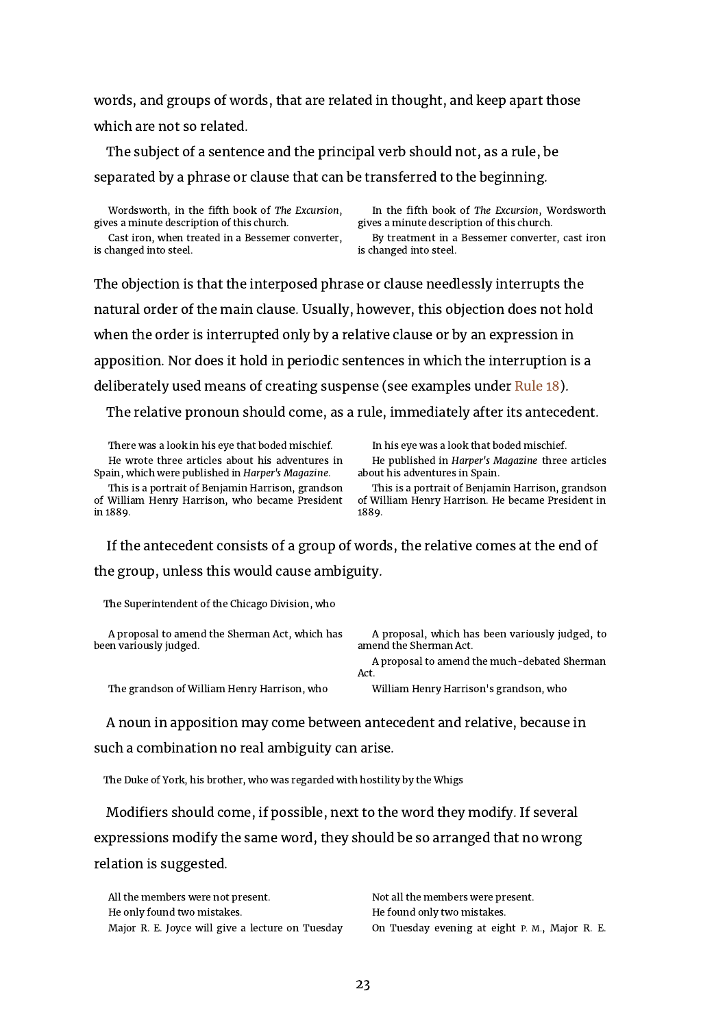words, and groups of words, that are related in thought, and keep apart those which are not so related.

The subject of a sentence and the principal verb should not, as a rule, be separated by a phrase or clause that can be transferred to the beginning.

| | |
|---|---|
| Wordsworth, in the fifth book of *The Excursion*, gives a minute description of this church. | In the fifth book of *The Excursion*, Wordsworth gives a minute description of this church. |
| Cast iron, when treated in a Bessemer converter, is changed into steel. | By treatment in a Bessemer converter, cast iron is changed into steel. |

The objection is that the interposed phrase or clause needlessly interrupts the natural order of the main clause. Usually, however, this objection does not hold when the order is interrupted only by a relative clause or by an expression in apposition. Nor does it hold in periodic sentences in which the interruption is a deliberately used means of creating suspense (see examples under Rule 18).

The relative pronoun should come, as a rule, immediately after its antecedent.

| | |
|---|---|
| There was a look in his eye that boded mischief. | In his eye was a look that boded mischief. |
| He wrote three articles about his adventures in Spain, which were published in *Harper's Magazine*. | He published in *Harper's Magazine* three articles about his adventures in Spain. |
| This is a portrait of Benjamin Harrison, grandson of William Henry Harrison, who became President in 1889. | This is a portrait of Benjamin Harrison, grandson of William Henry Harrison. He became President in 1889. |

If the antecedent consists of a group of words, the relative comes at the end of the group, unless this would cause ambiguity.

The Superintendent of the Chicago Division, who

| | |
|---|---|
| A proposal to amend the Sherman Act, which has been variously judged. | A proposal, which has been variously judged, to amend the Sherman Act. |
| | A proposal to amend the much-debated Sherman Act. |
| The grandson of William Henry Harrison, who | William Henry Harrison's grandson, who |

A noun in apposition may come between antecedent and relative, because in such a combination no real ambiguity can arise.

The Duke of York, his brother, who was regarded with hostility by the Whigs

Modifiers should come, if possible, next to the word they modify. If several expressions modify the same word, they should be so arranged that no wrong relation is suggested.

| | |
|---|---|
| All the members were not present. | Not all the members were present. |
| He only found two mistakes. | He found only two mistakes. |
| Major R. E. Joyce will give a lecture on Tuesday | On Tuesday evening at eight P. M., Major R. E. |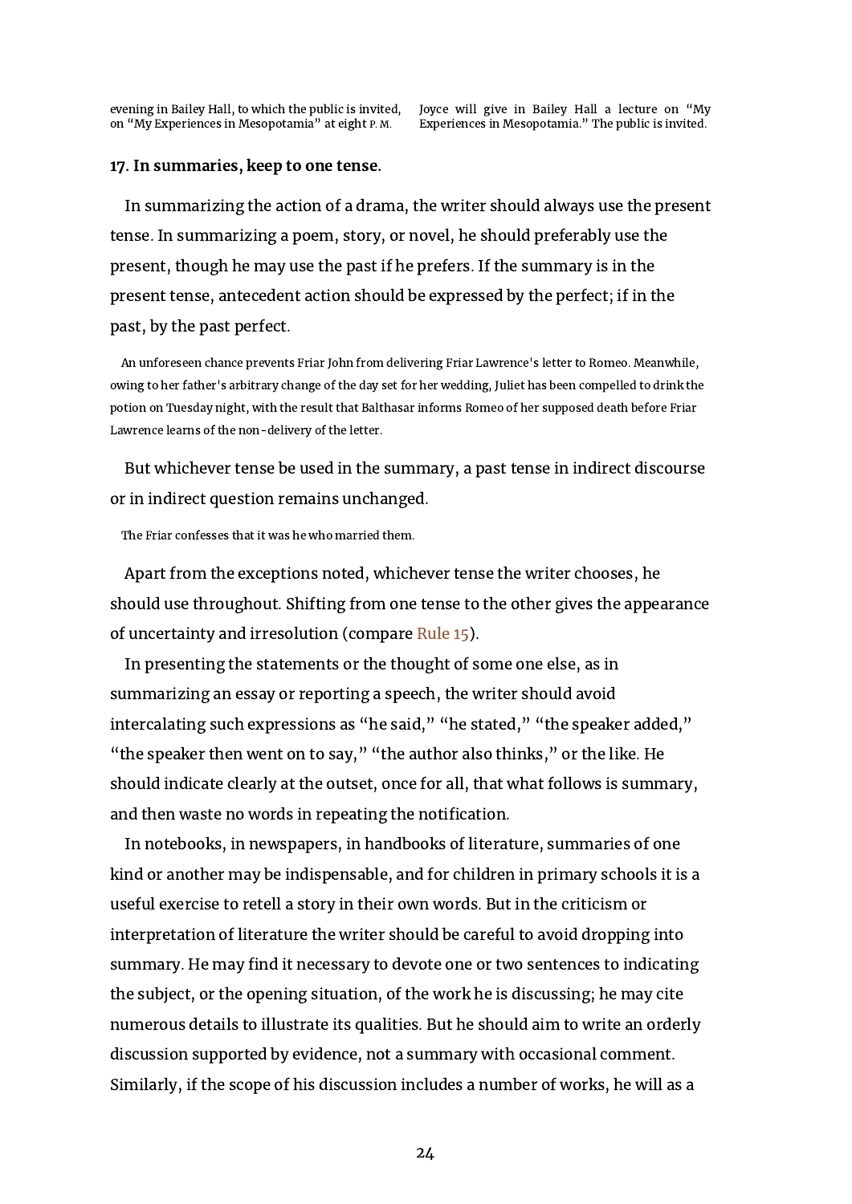| | |
|---|---|
| evening in Bailey Hall, to which the public is invited, on "My Experiences in Mesopotamia" at eight P. M. | Joyce will give in Bailey Hall a lecture on "My Experiences in Mesopotamia." The public is invited. |

### 17. In summaries, keep to one tense.

In summarizing the action of a drama, the writer should always use the present tense. In summarizing a poem, story, or novel, he should preferably use the present, though he may use the past if he prefers. If the summary is in the present tense, antecedent action should be expressed by the perfect; if in the past, by the past perfect.

> An unforeseen chance prevents Friar John from delivering Friar Lawrence's letter to Romeo. Meanwhile, owing to her father's arbitrary change of the day set for her wedding, Juliet has been compelled to drink the potion on Tuesday night, with the result that Balthasar informs Romeo of her supposed death before Friar Lawrence learns of the non-delivery of the letter.

But whichever tense be used in the summary, a past tense in indirect discourse or in indirect question remains unchanged.

> The Friar confesses that it was he who married them.

Apart from the exceptions noted, whichever tense the writer chooses, he should use throughout. Shifting from one tense to the other gives the appearance of uncertainty and irresolution (compare Rule 15).

In presenting the statements or the thought of some one else, as in summarizing an essay or reporting a speech, the writer should avoid intercalating such expressions as "he said," "he stated," "the speaker added," "the speaker then went on to say," "the author also thinks," or the like. He should indicate clearly at the outset, once for all, that what follows is summary, and then waste no words in repeating the notification.

In notebooks, in newspapers, in handbooks of literature, summaries of one kind or another may be indispensable, and for children in primary schools it is a useful exercise to retell a story in their own words. But in the criticism or interpretation of literature the writer should be careful to avoid dropping into summary. He may find it necessary to devote one or two sentences to indicating the subject, or the opening situation, of the work he is discussing; he may cite numerous details to illustrate its qualities. But he should aim to write an orderly discussion supported by evidence, not a summary with occasional comment. Similarly, if the scope of his discussion includes a number of works, he will as a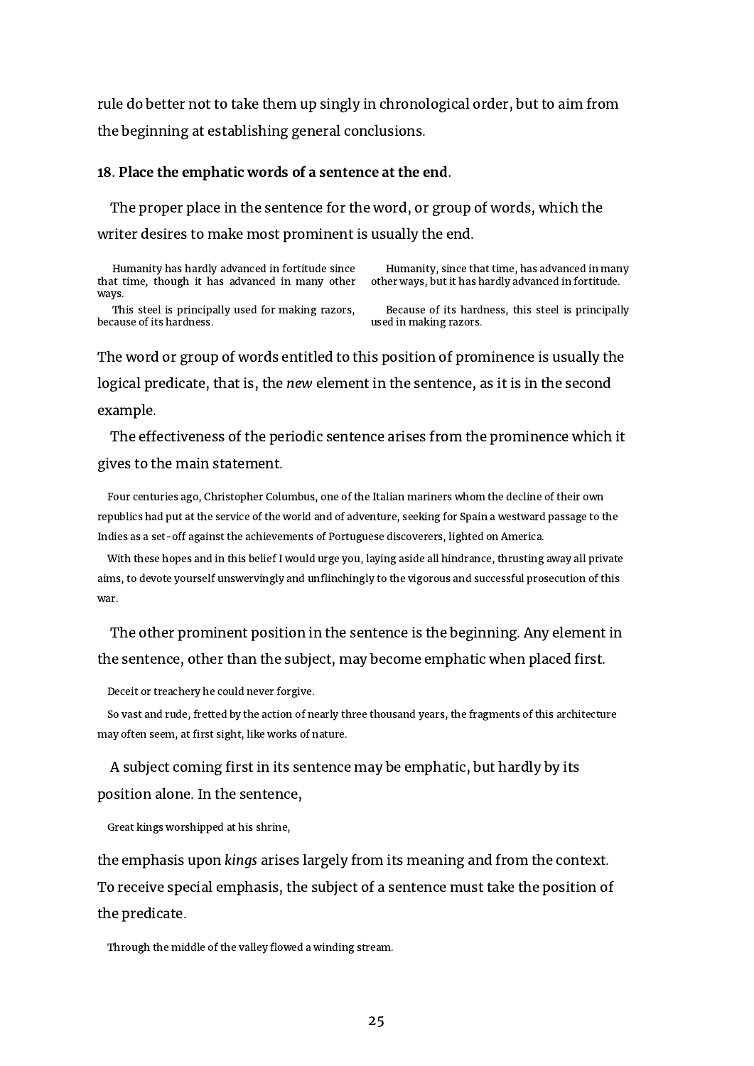rule do better not to take them up singly in chronological order, but to aim from the beginning at establishing general conclusions.

**18. Place the emphatic words of a sentence at the end.**

The proper place in the sentence for the word, or group of words, which the writer desires to make most prominent is usually the end.

| | |
|---|---|
| Humanity has hardly advanced in fortitude since that time, though it has advanced in many other ways. | Humanity, since that time, has advanced in many other ways, but it has hardly advanced in fortitude. |
| This steel is principally used for making razors, because of its hardness. | Because of its hardness, this steel is principally used in making razors. |

The word or group of words entitled to this position of prominence is usually the logical predicate, that is, the *new* element in the sentence, as it is in the second example.

The effectiveness of the periodic sentence arises from the prominence which it gives to the main statement.

> Four centuries ago, Christopher Columbus, one of the Italian mariners whom the decline of their own republics had put at the service of the world and of adventure, seeking for Spain a westward passage to the Indies as a set-off against the achievements of Portuguese discoverers, lighted on America.
>
> With these hopes and in this belief I would urge you, laying aside all hindrance, thrusting away all private aims, to devote yourself unswervingly and unflinchingly to the vigorous and successful prosecution of this war.

The other prominent position in the sentence is the beginning. Any element in the sentence, other than the subject, may become emphatic when placed first.

> Deceit or treachery he could never forgive.
>
> So vast and rude, fretted by the action of nearly three thousand years, the fragments of this architecture may often seem, at first sight, like works of nature.

A subject coming first in its sentence may be emphatic, but hardly by its position alone. In the sentence,

> Great kings worshipped at his shrine,

the emphasis upon *kings* arises largely from its meaning and from the context. To receive special emphasis, the subject of a sentence must take the position of the predicate.

> Through the middle of the valley flowed a winding stream.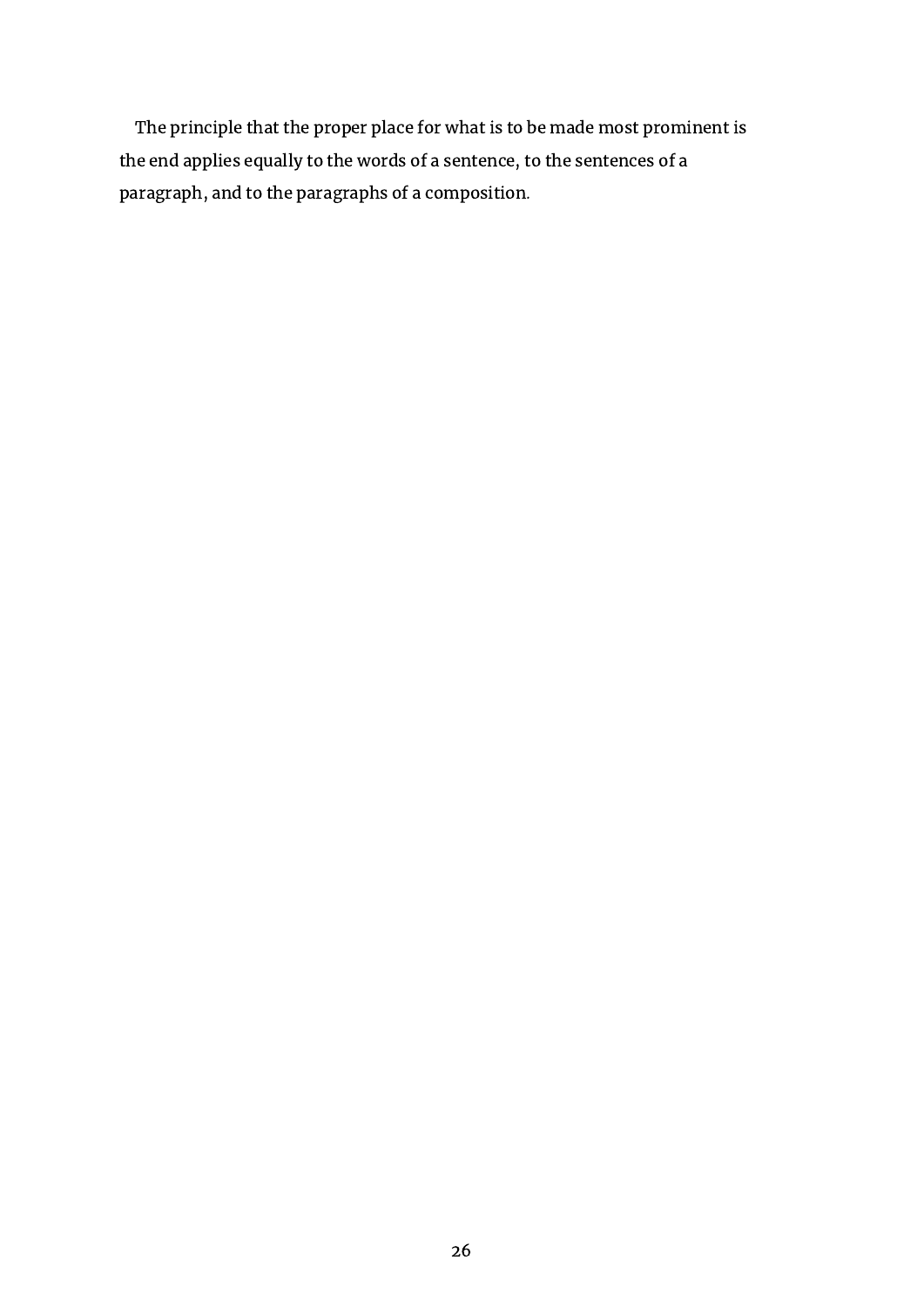The principle that the proper place for what is to be made most prominent is the end applies equally to the words of a sentence, to the sentences of a paragraph, and to the paragraphs of a composition.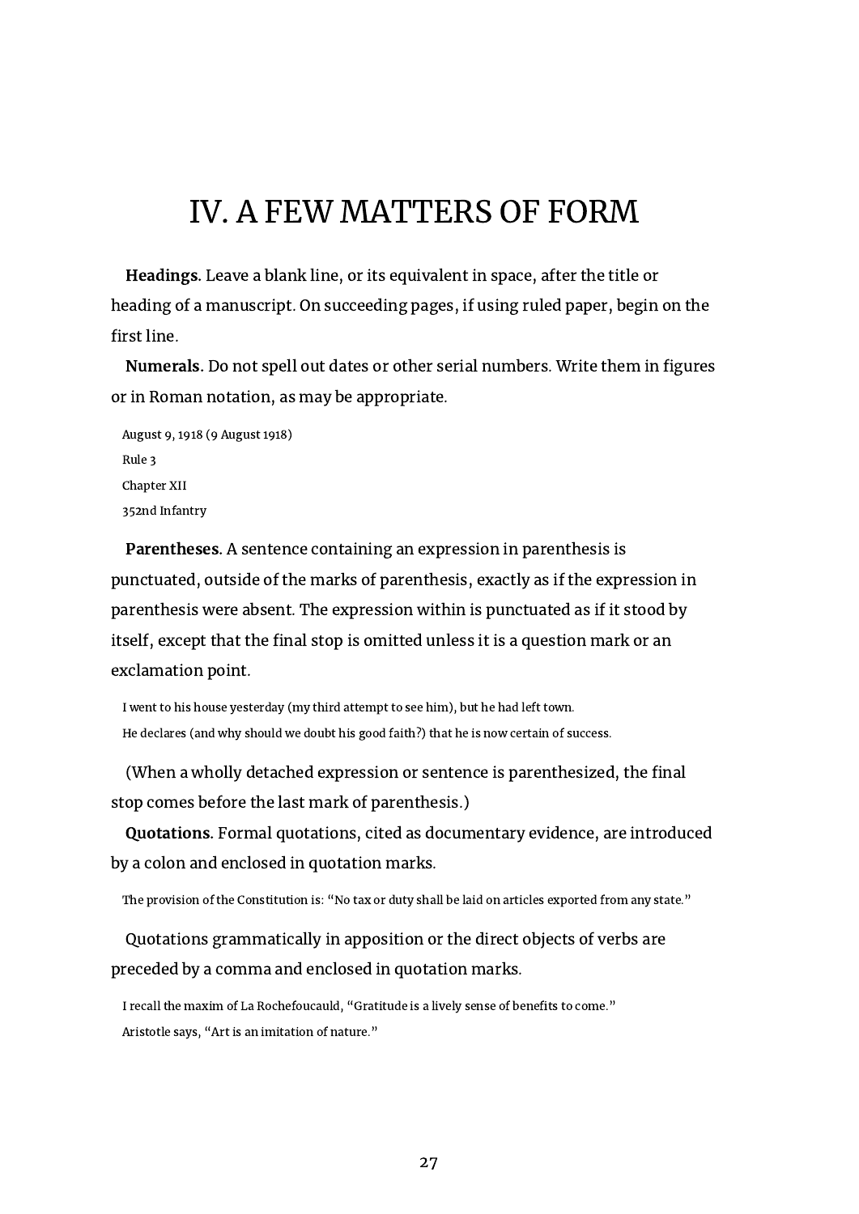# IV. A FEW MATTERS OF FORM

**Headings.** Leave a blank line, or its equivalent in space, after the title or heading of a manuscript. On succeeding pages, if using ruled paper, begin on the first line.

**Numerals.** Do not spell out dates or other serial numbers. Write them in figures or in Roman notation, as may be appropriate.

> August 9, 1918 (9 August 1918)
>
> Rule 3
>
> Chapter XII
>
> 352nd Infantry

**Parentheses.** A sentence containing an expression in parenthesis is punctuated, outside of the marks of parenthesis, exactly as if the expression in parenthesis were absent. The expression within is punctuated as if it stood by itself, except that the final stop is omitted unless it is a question mark or an exclamation point.

> I went to his house yesterday (my third attempt to see him), but he had left town.
>
> He declares (and why should we doubt his good faith?) that he is now certain of success.

(When a wholly detached expression or sentence is parenthesized, the final stop comes before the last mark of parenthesis.)

**Quotations.** Formal quotations, cited as documentary evidence, are introduced by a colon and enclosed in quotation marks.

> The provision of the Constitution is: "No tax or duty shall be laid on articles exported from any state."

Quotations grammatically in apposition or the direct objects of verbs are preceded by a comma and enclosed in quotation marks.

> I recall the maxim of La Rochefoucauld, "Gratitude is a lively sense of benefits to come."
>
> Aristotle says, "Art is an imitation of nature."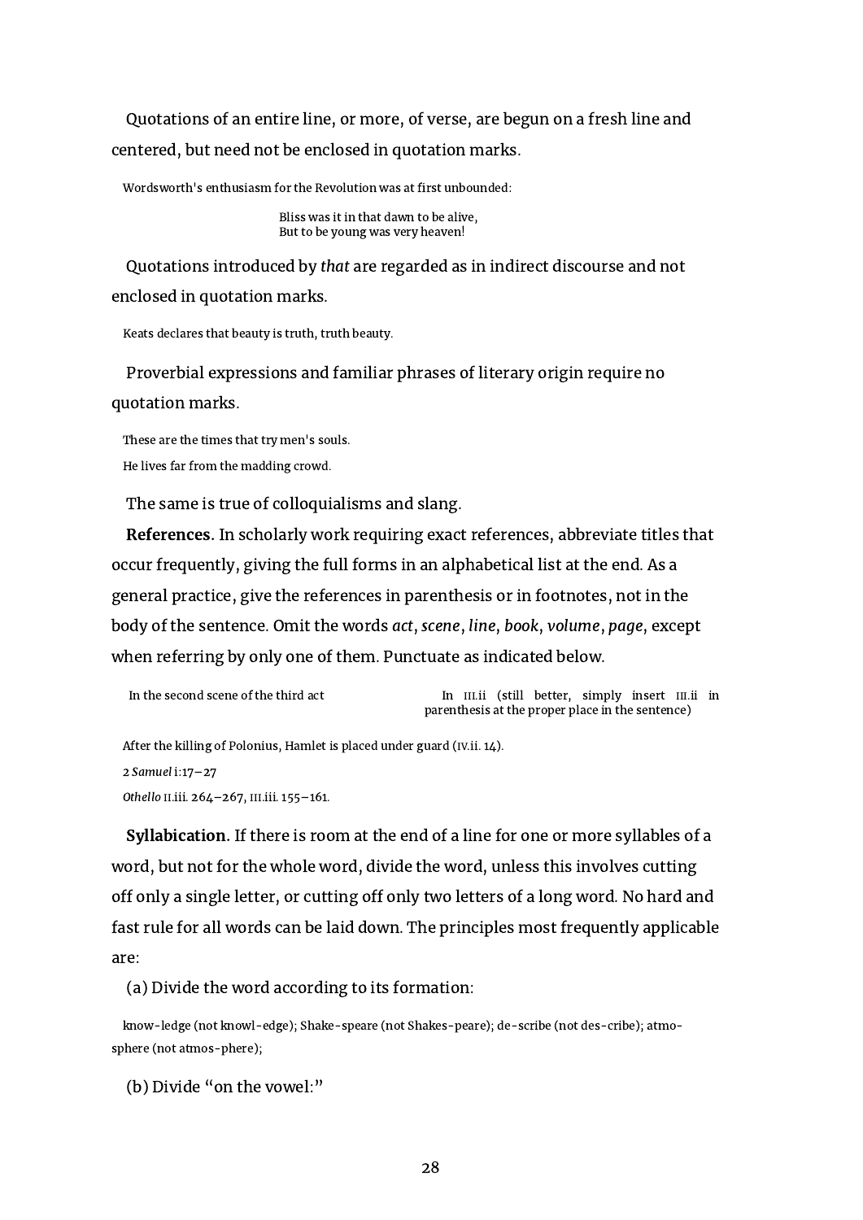Quotations of an entire line, or more, of verse, are begun on a fresh line and centered, but need not be enclosed in quotation marks.

> Wordsworth's enthusiasm for the Revolution was at first unbounded:
>
> Bliss was it in that dawn to be alive,
> But to be young was very heaven!

Quotations introduced by *that* are regarded as in indirect discourse and not enclosed in quotation marks.

> Keats declares that beauty is truth, truth beauty.

Proverbial expressions and familiar phrases of literary origin require no quotation marks.

> These are the times that try men's souls.
>
> He lives far from the madding crowd.

The same is true of colloquialisms and slang.

**References.** In scholarly work requiring exact references, abbreviate titles that occur frequently, giving the full forms in an alphabetical list at the end. As a general practice, give the references in parenthesis or in footnotes, not in the body of the sentence. Omit the words *act*, *scene*, *line*, *book*, *volume*, *page*, except when referring by only one of them. Punctuate as indicated below.

| | |
|---|---|
| In the second scene of the third act | In III.ii (still better, simply insert III.ii in parenthesis at the proper place in the sentence) |

> After the killing of Polonius, Hamlet is placed under guard (IV.ii. 14).
>
> *2 Samuel* i:17–27
>
> *Othello* II.iii. 264–267, III.iii. 155–161.

**Syllabication.** If there is room at the end of a line for one or more syllables of a word, but not for the whole word, divide the word, unless this involves cutting off only a single letter, or cutting off only two letters of a long word. No hard and fast rule for all words can be laid down. The principles most frequently applicable are:

(a) Divide the word according to its formation:

> know-ledge (not knowl-edge); Shake-speare (not Shakes-peare); de-scribe (not des-cribe); atmo-sphere (not atmos-phere);

(b) Divide "on the vowel:"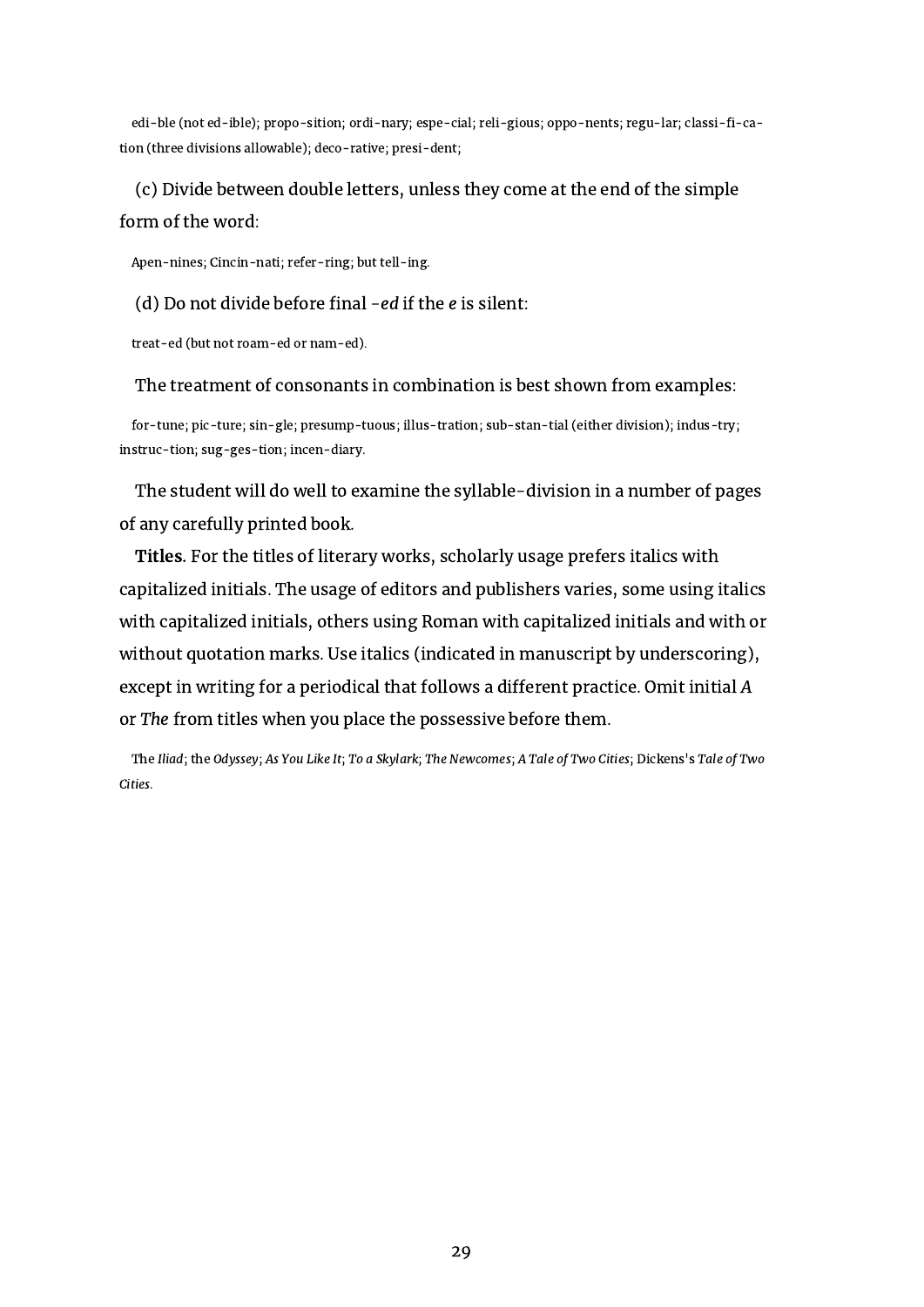edi-ble (not ed-ible); propo-sition; ordi-nary; espe-cial; reli-gious; oppo-nents; regu-lar; classi-fi-cation (three divisions allowable); deco-rative; presi-dent;

(c) Divide between double letters, unless they come at the end of the simple form of the word:

Apen-nines; Cincin-nati; refer-ring; but tell-ing.

(d) Do not divide before final *-ed* if the *e* is silent:

treat-ed (but not roam-ed or nam-ed).

The treatment of consonants in combination is best shown from examples:

for-tune; pic-ture; sin-gle; presump-tuous; illus-tration; sub-stan-tial (either division); indus-try; instruc-tion; sug-ges-tion; incen-diary.

The student will do well to examine the syllable-division in a number of pages of any carefully printed book.

**Titles**. For the titles of literary works, scholarly usage prefers italics with capitalized initials. The usage of editors and publishers varies, some using italics with capitalized initials, others using Roman with capitalized initials and with or without quotation marks. Use italics (indicated in manuscript by underscoring), except in writing for a periodical that follows a different practice. Omit initial *A* or *The* from titles when you place the possessive before them.

The *Iliad*; the *Odyssey*; *As You Like It*; *To a Skylark*; *The Newcomes*; *A Tale of Two Cities*; Dickens's *Tale of Two Cities*.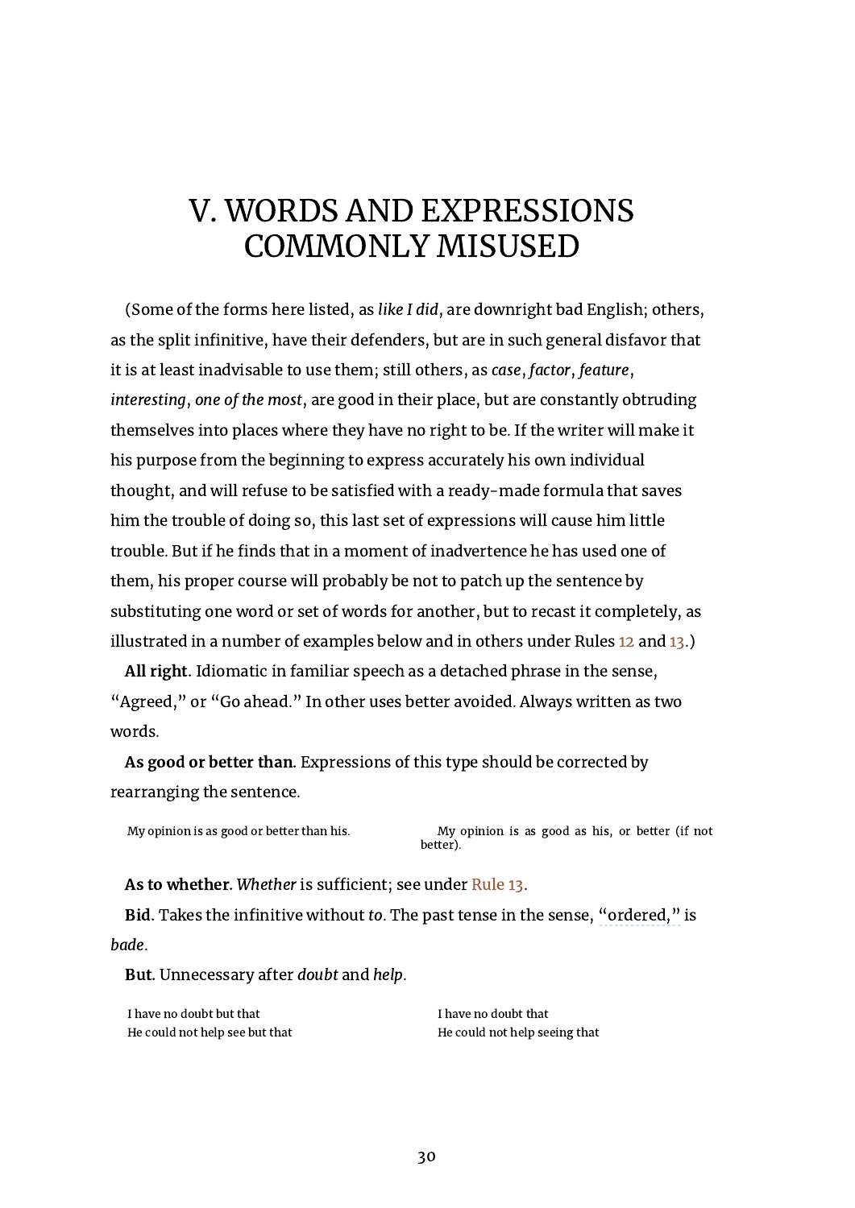# V. WORDS AND EXPRESSIONS COMMONLY MISUSED

(Some of the forms here listed, as *like I did*, are downright bad English; others, as the split infinitive, have their defenders, but are in such general disfavor that it is at least inadvisable to use them; still others, as *case*, *factor*, *feature*, *interesting*, *one of the most*, are good in their place, but are constantly obtruding themselves into places where they have no right to be. If the writer will make it his purpose from the beginning to express accurately his own individual thought, and will refuse to be satisfied with a ready-made formula that saves him the trouble of doing so, this last set of expressions will cause him little trouble. But if he finds that in a moment of inadvertence he has used one of them, his proper course will probably be not to patch up the sentence by substituting one word or set of words for another, but to recast it completely, as illustrated in a number of examples below and in others under Rules 12 and 13.)

**All right.** Idiomatic in familiar speech as a detached phrase in the sense, "Agreed," or "Go ahead." In other uses better avoided. Always written as two words.

**As good or better than.** Expressions of this type should be corrected by rearranging the sentence.

| | |
|---|---|
| My opinion is as good or better than his. | My opinion is as good as his, or better (if not better). |

**As to whether.** *Whether* is sufficient; see under Rule 13.

**Bid.** Takes the infinitive without *to*. The past tense in the sense, "ordered," is *bade*.

**But.** Unnecessary after *doubt* and *help*.

| | |
|---|---|
| I have no doubt but that | I have no doubt that |
| He could not help see but that | He could not help seeing that |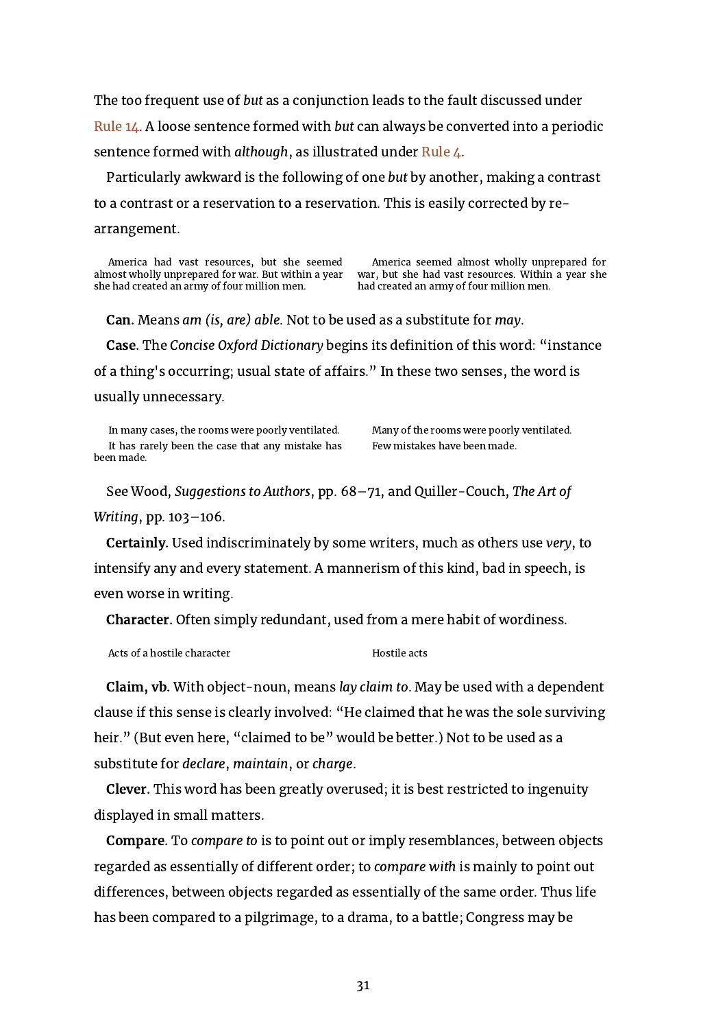The too frequent use of *but* as a conjunction leads to the fault discussed under Rule 14. A loose sentence formed with *but* can always be converted into a periodic sentence formed with *although*, as illustrated under Rule 4.

Particularly awkward is the following of one *but* by another, making a contrast to a contrast or a reservation to a reservation. This is easily corrected by re-arrangement.

| | |
|---|---|
| America had vast resources, but she seemed almost wholly unprepared for war. But within a year she had created an army of four million men. | America seemed almost wholly unprepared for war, but she had vast resources. Within a year she had created an army of four million men. |

**Can.** Means *am (is, are) able.* Not to be used as a substitute for *may*.

**Case.** The *Concise Oxford Dictionary* begins its definition of this word: "instance of a thing's occurring; usual state of affairs." In these two senses, the word is usually unnecessary.

| | |
|---|---|
| In many cases, the rooms were poorly ventilated. | Many of the rooms were poorly ventilated. |
| It has rarely been the case that any mistake has been made. | Few mistakes have been made. |

See Wood, *Suggestions to Authors*, pp. 68–71, and Quiller-Couch, *The Art of Writing*, pp. 103–106.

**Certainly.** Used indiscriminately by some writers, much as others use *very*, to intensify any and every statement. A mannerism of this kind, bad in speech, is even worse in writing.

**Character.** Often simply redundant, used from a mere habit of wordiness.

| | |
|---|---|
| Acts of a hostile character | Hostile acts |

**Claim, vb.** With object-noun, means *lay claim to*. May be used with a dependent clause if this sense is clearly involved: "He claimed that he was the sole surviving heir." (But even here, "claimed to be" would be better.) Not to be used as a substitute for *declare*, *maintain*, or *charge*.

**Clever.** This word has been greatly overused; it is best restricted to ingenuity displayed in small matters.

**Compare.** To *compare to* is to point out or imply resemblances, between objects regarded as essentially of different order; to *compare with* is mainly to point out differences, between objects regarded as essentially of the same order. Thus life has been compared to a pilgrimage, to a drama, to a battle; Congress may be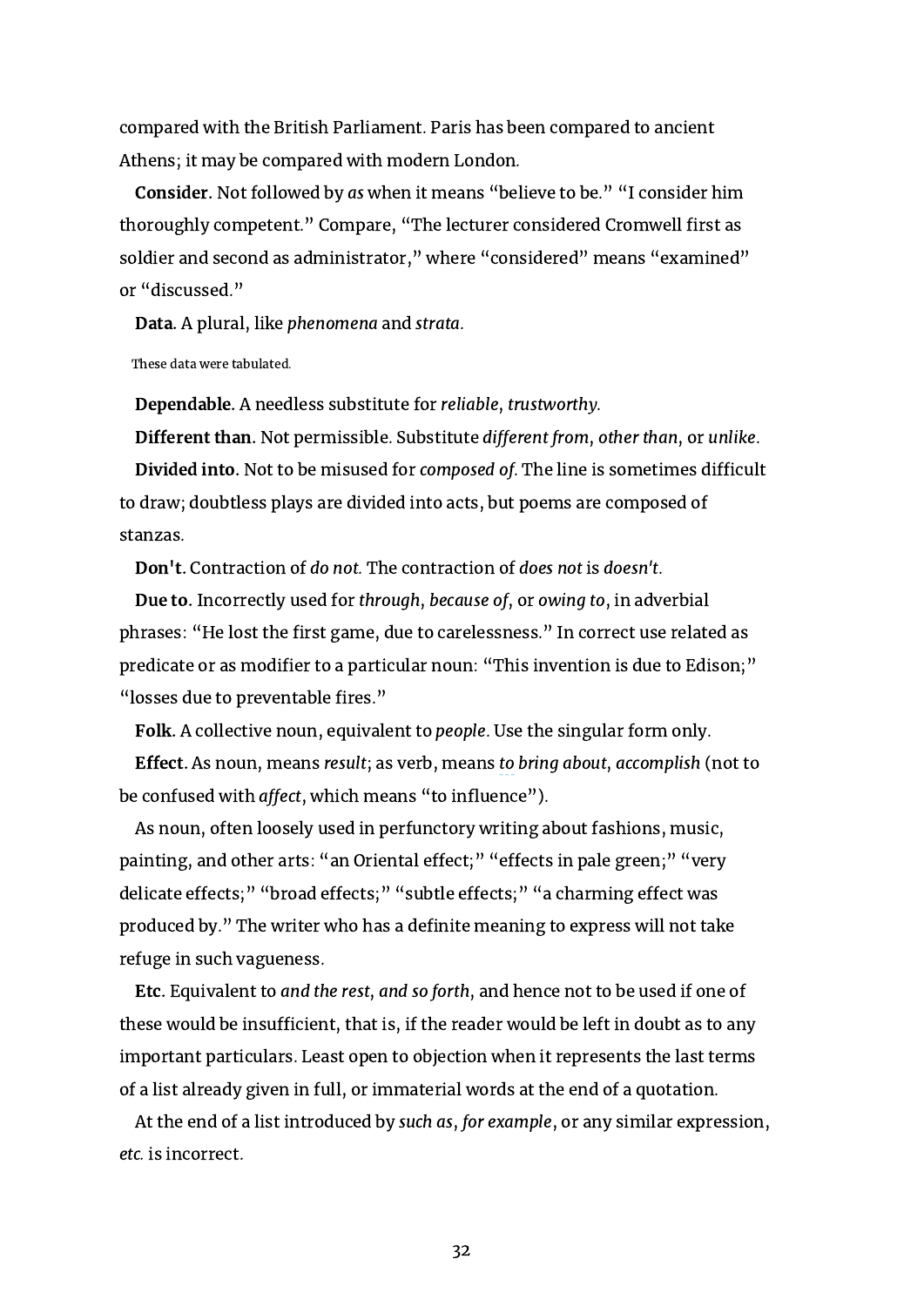compared with the British Parliament. Paris has been compared to ancient Athens; it may be compared with modern London.

**Consider.** Not followed by *as* when it means "believe to be." "I consider him thoroughly competent." Compare, "The lecturer considered Cromwell first as soldier and second as administrator," where "considered" means "examined" or "discussed."

**Data.** A plural, like *phenomena* and *strata*.

These data were tabulated.

**Dependable.** A needless substitute for *reliable*, *trustworthy.*

**Different than.** Not permissible. Substitute *different from*, *other than*, or *unlike*.

**Divided into.** Not to be misused for *composed of.* The line is sometimes difficult to draw; doubtless plays are divided into acts, but poems are composed of stanzas.

**Don't.** Contraction of *do not.* The contraction of *does not* is *doesn't.*

**Due to.** Incorrectly used for *through*, *because of*, or *owing to*, in adverbial phrases: "He lost the first game, due to carelessness." In correct use related as predicate or as modifier to a particular noun: "This invention is due to Edison;" "losses due to preventable fires."

**Folk.** A collective noun, equivalent to *people*. Use the singular form only.

**Effect.** As noun, means *result*; as verb, means *to bring about*, *accomplish* (not to be confused with *affect*, which means "to influence").

As noun, often loosely used in perfunctory writing about fashions, music, painting, and other arts: "an Oriental effect;" "effects in pale green;" "very delicate effects;" "broad effects;" "subtle effects;" "a charming effect was produced by." The writer who has a definite meaning to express will not take refuge in such vagueness.

**Etc.** Equivalent to *and the rest*, *and so forth*, and hence not to be used if one of these would be insufficient, that is, if the reader would be left in doubt as to any important particulars. Least open to objection when it represents the last terms of a list already given in full, or immaterial words at the end of a quotation.

At the end of a list introduced by *such as*, *for example*, or any similar expression, *etc.* is incorrect.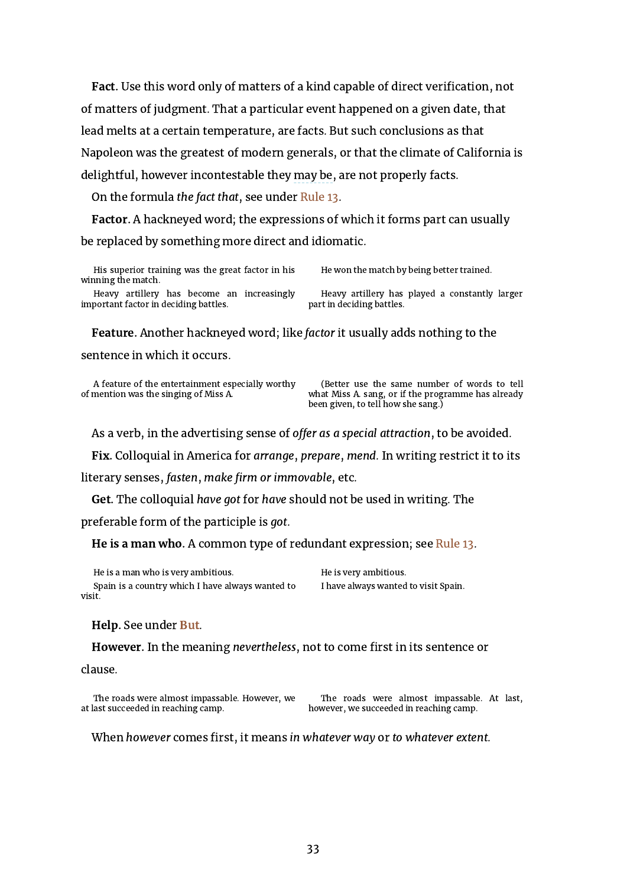**Fact**. Use this word only of matters of a kind capable of direct verification, not of matters of judgment. That a particular event happened on a given date, that lead melts at a certain temperature, are facts. But such conclusions as that Napoleon was the greatest of modern generals, or that the climate of California is delightful, however incontestable they may be, are not properly facts.

On the formula *the fact that*, see under Rule 13.

**Factor**. A hackneyed word; the expressions of which it forms part can usually be replaced by something more direct and idiomatic.

| | |
|---|---|
| His superior training was the great factor in his winning the match. | He won the match by being better trained. |
| Heavy artillery has become an increasingly important factor in deciding battles. | Heavy artillery has played a constantly larger part in deciding battles. |

**Feature**. Another hackneyed word; like *factor* it usually adds nothing to the sentence in which it occurs.

| | |
|---|---|
| A feature of the entertainment especially worthy of mention was the singing of Miss A. | (Better use the same number of words to tell what Miss A. sang, or if the programme has already been given, to tell how she sang.) |

As a verb, in the advertising sense of *offer as a special attraction*, to be avoided.

**Fix.** Colloquial in America for *arrange*, *prepare*, *mend.* In writing restrict it to its literary senses, *fasten*, *make firm or immovable*, etc.

**Get**. The colloquial *have got* for *have* should not be used in writing. The preferable form of the participle is *got*.

**He is a man who**. A common type of redundant expression; see Rule 13.

| | |
|---|---|
| He is a man who is very ambitious. | He is very ambitious. |
| Spain is a country which I have always wanted to visit. | I have always wanted to visit Spain. |

**Help**. See under **But**.

**However**. In the meaning *nevertheless*, not to come first in its sentence or clause.

| | |
|---|---|
| The roads were almost impassable. However, we at last succeeded in reaching camp. | The roads were almost impassable. At last, however, we succeeded in reaching camp. |

When *however* comes first, it means *in whatever way* or *to whatever extent.*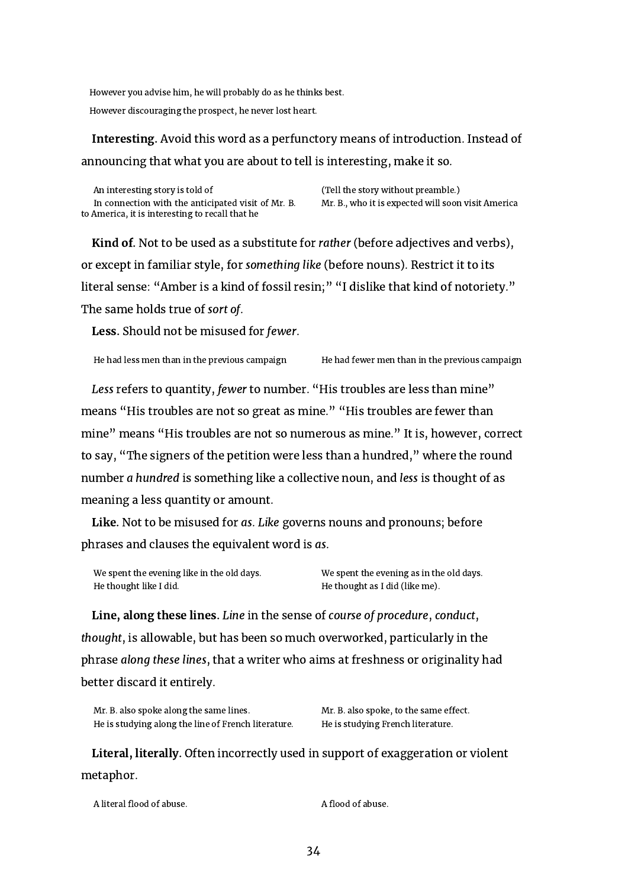However you advise him, he will probably do as he thinks best.

However discouraging the prospect, he never lost heart.

**Interesting.** Avoid this word as a perfunctory means of introduction. Instead of announcing that what you are about to tell is interesting, make it so.

| | |
|---|---|
| An interesting story is told of | (Tell the story without preamble.) |
| In connection with the anticipated visit of Mr. B. to America, it is interesting to recall that he | Mr. B., who it is expected will soon visit America |

**Kind of.** Not to be used as a substitute for *rather* (before adjectives and verbs), or except in familiar style, for *something like* (before nouns). Restrict it to its literal sense: "Amber is a kind of fossil resin;" "I dislike that kind of notoriety." The same holds true of *sort of.*

**Less.** Should not be misused for *fewer*.

| | |
|---|---|
| He had less men than in the previous campaign | He had fewer men than in the previous campaign |

*Less* refers to quantity, *fewer* to number. "His troubles are less than mine" means "His troubles are not so great as mine." "His troubles are fewer than mine" means "His troubles are not so numerous as mine." It is, however, correct to say, "The signers of the petition were less than a hundred," where the round number *a hundred* is something like a collective noun, and *less* is thought of as meaning a less quantity or amount.

**Like.** Not to be misused for *as*. *Like* governs nouns and pronouns; before phrases and clauses the equivalent word is *as*.

| | |
|---|---|
| We spent the evening like in the old days. | We spent the evening as in the old days. |
| He thought like I did. | He thought as I did (like me). |

**Line, along these lines.** *Line* in the sense of *course of procedure*, *conduct*, *thought*, is allowable, but has been so much overworked, particularly in the phrase *along these lines*, that a writer who aims at freshness or originality had better discard it entirely.

| | |
|---|---|
| Mr. B. also spoke along the same lines. | Mr. B. also spoke, to the same effect. |
| He is studying along the line of French literature. | He is studying French literature. |

**Literal, literally.** Often incorrectly used in support of exaggeration or violent metaphor.

| | |
|---|---|
| A literal flood of abuse. | A flood of abuse. |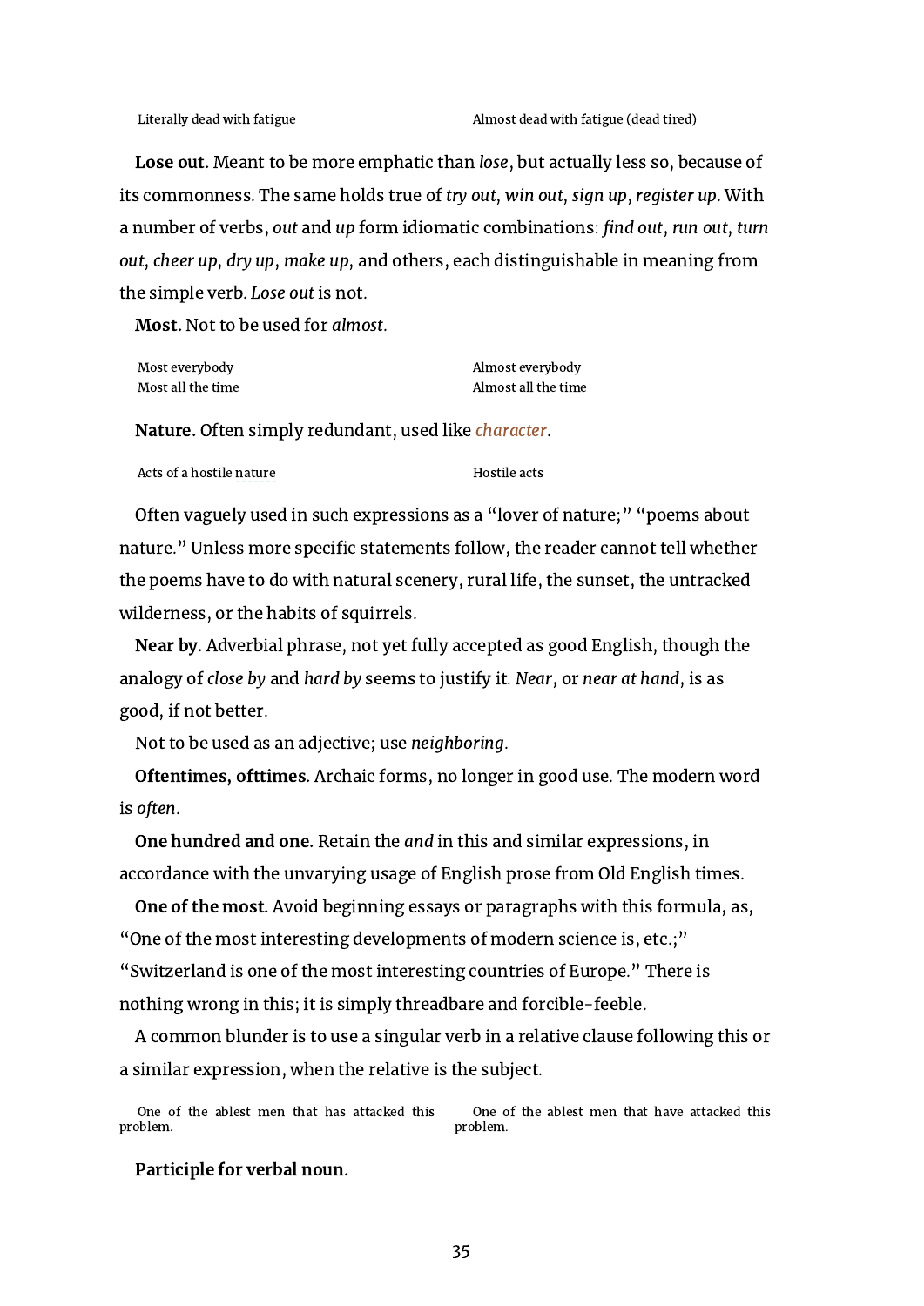| | |
|---|---|
| Literally dead with fatigue | Almost dead with fatigue (dead tired) |

**Lose out.** Meant to be more emphatic than *lose*, but actually less so, because of its commonness. The same holds true of *try out*, *win out*, *sign up*, *register up*. With a number of verbs, *out* and *up* form idiomatic combinations: *find out*, *run out*, *turn out*, *cheer up*, *dry up*, *make up*, and others, each distinguishable in meaning from the simple verb. *Lose out* is not.

**Most.** Not to be used for *almost*.

| | |
|---|---|
| Most everybody | Almost everybody |
| Most all the time | Almost all the time |

**Nature.** Often simply redundant, used like *character*.

| | |
|---|---|
| Acts of a hostile nature | Hostile acts |

Often vaguely used in such expressions as a "lover of nature;" "poems about nature." Unless more specific statements follow, the reader cannot tell whether the poems have to do with natural scenery, rural life, the sunset, the untracked wilderness, or the habits of squirrels.

**Near by.** Adverbial phrase, not yet fully accepted as good English, though the analogy of *close by* and *hard by* seems to justify it. *Near*, or *near at hand*, is as good, if not better.

Not to be used as an adjective; use *neighboring*.

**Oftentimes, ofttimes.** Archaic forms, no longer in good use. The modern word is *often*.

**One hundred and one.** Retain the *and* in this and similar expressions, in accordance with the unvarying usage of English prose from Old English times.

**One of the most.** Avoid beginning essays or paragraphs with this formula, as, "One of the most interesting developments of modern science is, etc.;" "Switzerland is one of the most interesting countries of Europe." There is nothing wrong in this; it is simply threadbare and forcible-feeble.

A common blunder is to use a singular verb in a relative clause following this or a similar expression, when the relative is the subject.

| | |
|---|---|
| One of the ablest men that has attacked this problem. | One of the ablest men that have attacked this problem. |

**Participle for verbal noun.**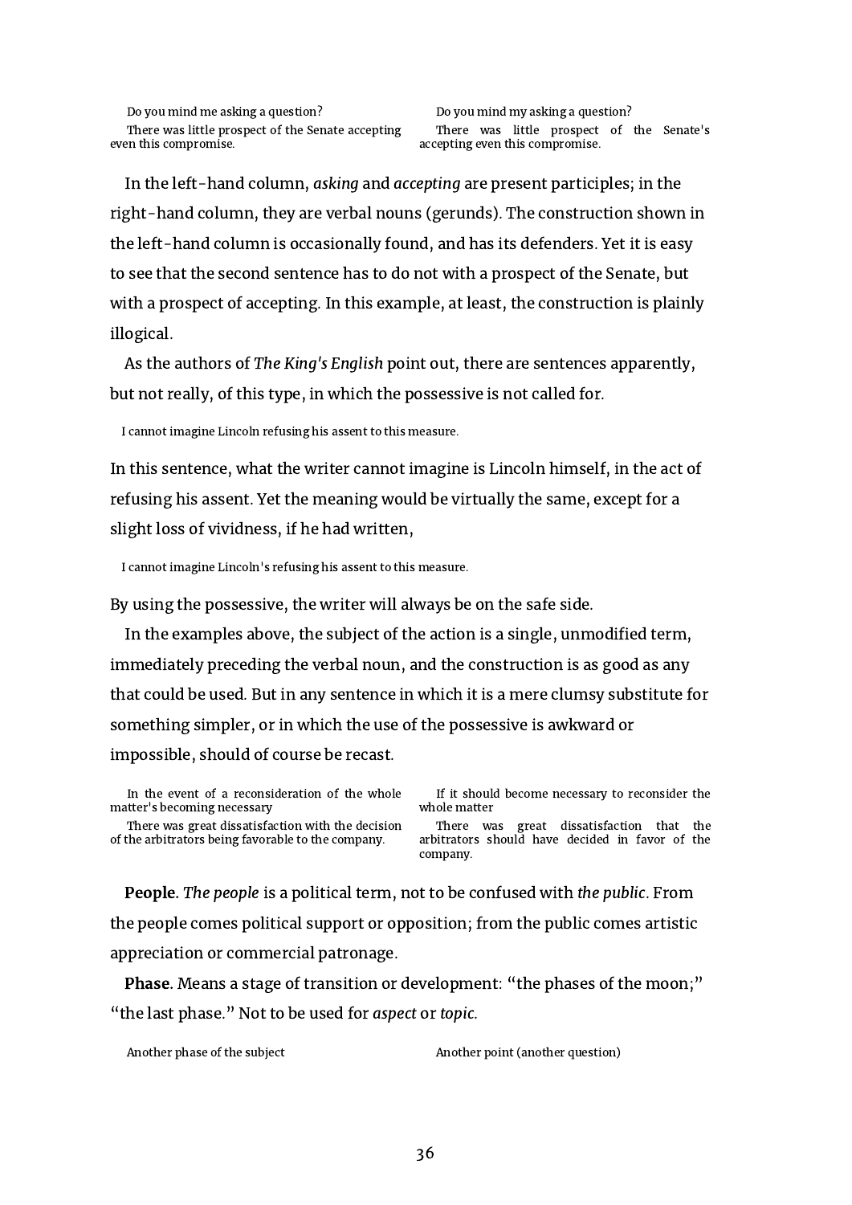| | |
|---|---|
| Do you mind me asking a question? | Do you mind my asking a question? |
| There was little prospect of the Senate accepting even this compromise. | There was little prospect of the Senate's accepting even this compromise. |

In the left-hand column, *asking* and *accepting* are present participles; in the right-hand column, they are verbal nouns (gerunds). The construction shown in the left-hand column is occasionally found, and has its defenders. Yet it is easy to see that the second sentence has to do not with a prospect of the Senate, but with a prospect of accepting. In this example, at least, the construction is plainly illogical.

As the authors of *The King's English* point out, there are sentences apparently, but not really, of this type, in which the possessive is not called for.

> I cannot imagine Lincoln refusing his assent to this measure.

In this sentence, what the writer cannot imagine is Lincoln himself, in the act of refusing his assent. Yet the meaning would be virtually the same, except for a slight loss of vividness, if he had written,

> I cannot imagine Lincoln's refusing his assent to this measure.

By using the possessive, the writer will always be on the safe side.

In the examples above, the subject of the action is a single, unmodified term, immediately preceding the verbal noun, and the construction is as good as any that could be used. But in any sentence in which it is a mere clumsy substitute for something simpler, or in which the use of the possessive is awkward or impossible, should of course be recast.

| | |
|---|---|
| In the event of a reconsideration of the whole matter's becoming necessary | If it should become necessary to reconsider the whole matter |
| There was great dissatisfaction with the decision of the arbitrators being favorable to the company. | There was great dissatisfaction that the arbitrators should have decided in favor of the company. |

**People.** *The people* is a political term, not to be confused with *the public*. From the people comes political support or opposition; from the public comes artistic appreciation or commercial patronage.

**Phase.** Means a stage of transition or development: "the phases of the moon;" "the last phase." Not to be used for *aspect* or *topic*.

| | |
|---|---|
| Another phase of the subject | Another point (another question) |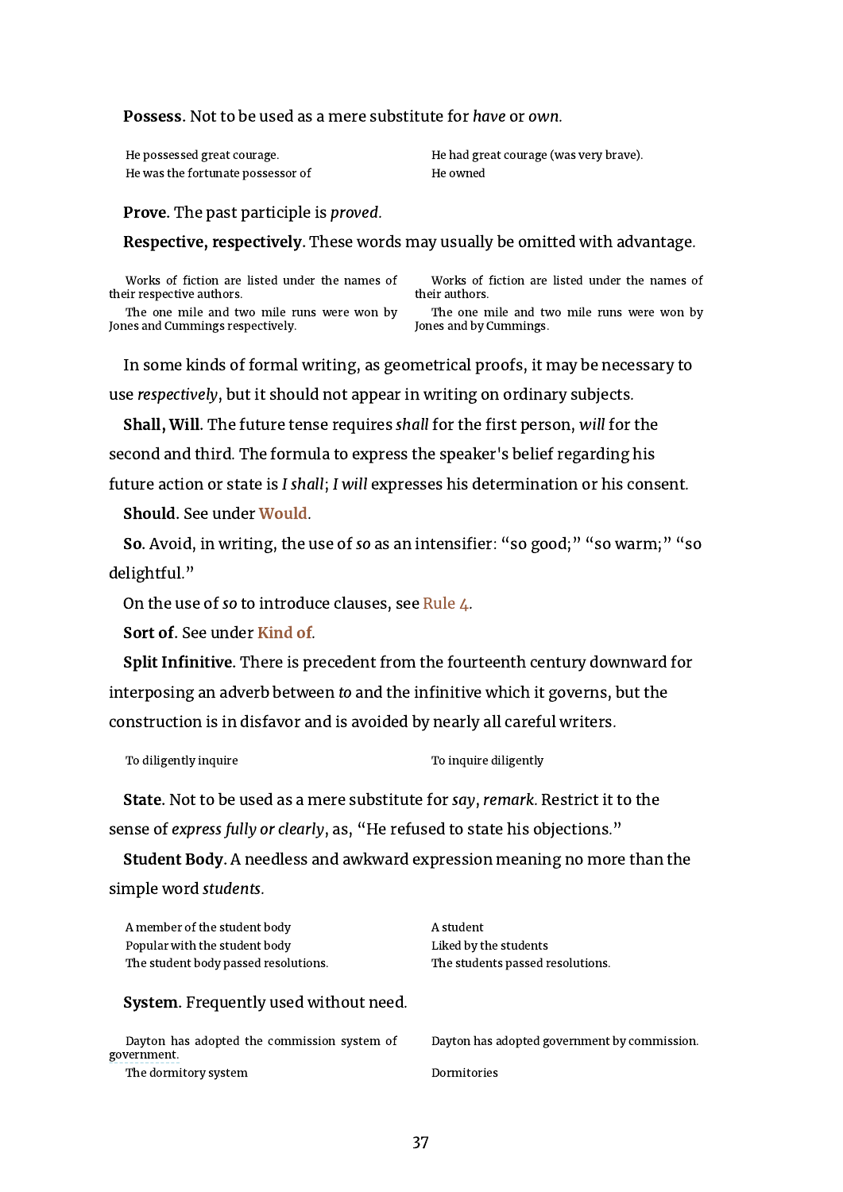**Possess.** Not to be used as a mere substitute for *have* or *own*.

| | |
|---|---|
| He possessed great courage. | He had great courage (was very brave). |
| He was the fortunate possessor of | He owned |

**Prove.** The past participle is *proved*.

**Respective, respectively.** These words may usually be omitted with advantage.

| | |
|---|---|
| Works of fiction are listed under the names of their respective authors. | Works of fiction are listed under the names of their authors. |
| The one mile and two mile runs were won by Jones and Cummings respectively. | The one mile and two mile runs were won by Jones and by Cummings. |

In some kinds of formal writing, as geometrical proofs, it may be necessary to use *respectively*, but it should not appear in writing on ordinary subjects.

**Shall, Will.** The future tense requires *shall* for the first person, *will* for the second and third. The formula to express the speaker's belief regarding his future action or state is *I shall*; *I will* expresses his determination or his consent.

**Should.** See under **Would**.

**So.** Avoid, in writing, the use of *so* as an intensifier: "so good;" "so warm;" "so delightful."

On the use of *so* to introduce clauses, see Rule 4.

**Sort of.** See under **Kind of**.

**Split Infinitive.** There is precedent from the fourteenth century downward for interposing an adverb between *to* and the infinitive which it governs, but the construction is in disfavor and is avoided by nearly all careful writers.

| | |
|---|---|
| To diligently inquire | To inquire diligently |

**State.** Not to be used as a mere substitute for *say*, *remark*. Restrict it to the sense of *express fully or clearly*, as, "He refused to state his objections."

**Student Body.** A needless and awkward expression meaning no more than the simple word *students*.

| | |
|---|---|
| A member of the student body | A student |
| Popular with the student body | Liked by the students |
| The student body passed resolutions. | The students passed resolutions. |

**System.** Frequently used without need.

| | |
|---|---|
| Dayton has adopted the commission system of government. | Dayton has adopted government by commission. |
| The dormitory system | Dormitories |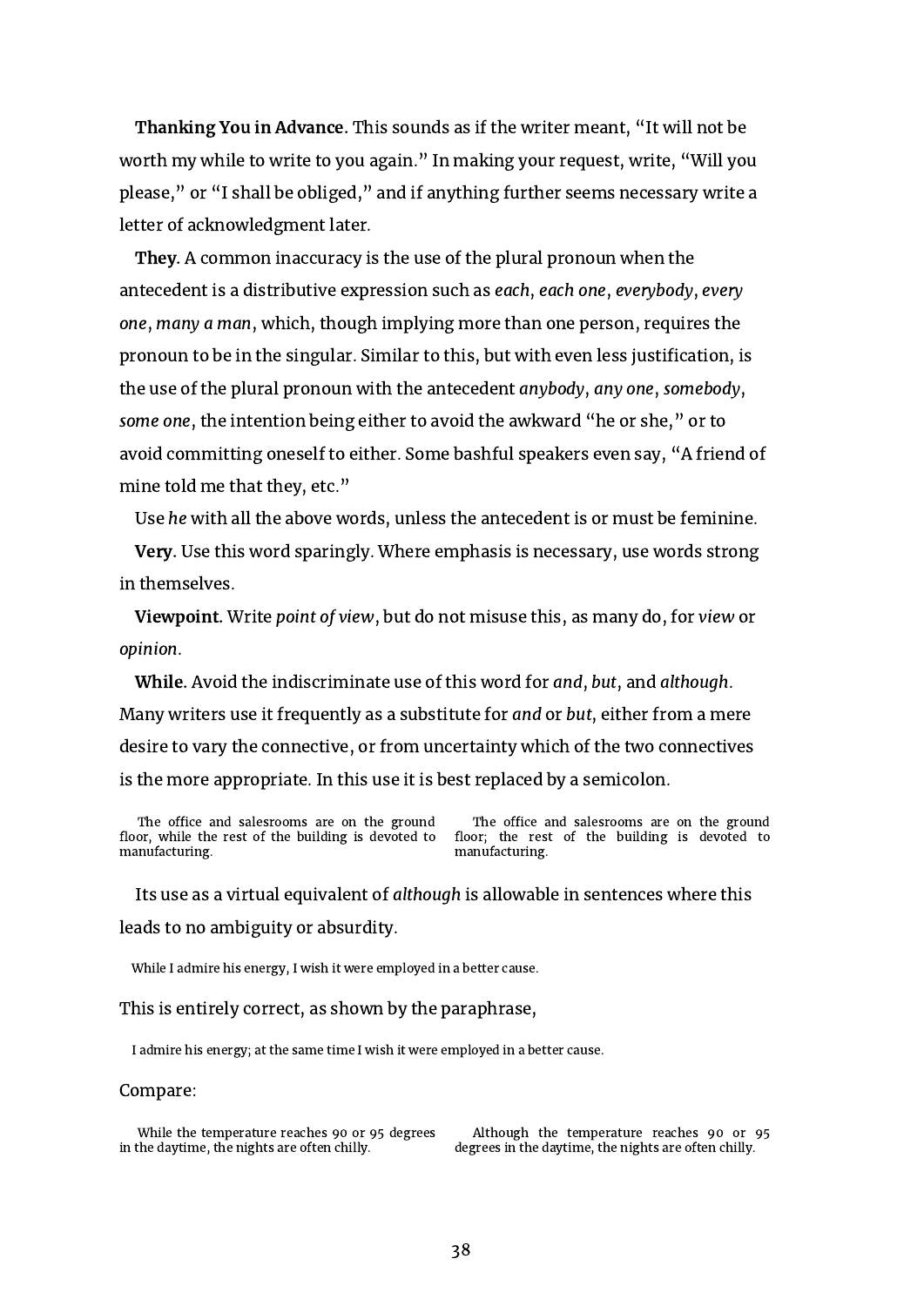**Thanking You in Advance.** This sounds as if the writer meant, "It will not be worth my while to write to you again." In making your request, write, "Will you please," or "I shall be obliged," and if anything further seems necessary write a letter of acknowledgment later.

**They.** A common inaccuracy is the use of the plural pronoun when the antecedent is a distributive expression such as *each*, *each one*, *everybody*, *every one*, *many a man*, which, though implying more than one person, requires the pronoun to be in the singular. Similar to this, but with even less justification, is the use of the plural pronoun with the antecedent *anybody*, *any one*, *somebody*, *some one*, the intention being either to avoid the awkward "he or she," or to avoid committing oneself to either. Some bashful speakers even say, "A friend of mine told me that they, etc."

Use *he* with all the above words, unless the antecedent is or must be feminine.

**Very.** Use this word sparingly. Where emphasis is necessary, use words strong in themselves.

**Viewpoint.** Write *point of view*, but do not misuse this, as many do, for *view* or *opinion*.

**While.** Avoid the indiscriminate use of this word for *and*, *but*, and *although*. Many writers use it frequently as a substitute for *and* or *but*, either from a mere desire to vary the connective, or from uncertainty which of the two connectives is the more appropriate. In this use it is best replaced by a semicolon.

| | |
|---|---|
| The office and salesrooms are on the ground floor, while the rest of the building is devoted to manufacturing. | The office and salesrooms are on the ground floor; the rest of the building is devoted to manufacturing. |

Its use as a virtual equivalent of *although* is allowable in sentences where this leads to no ambiguity or absurdity.

> While I admire his energy, I wish it were employed in a better cause.

This is entirely correct, as shown by the paraphrase,

> I admire his energy; at the same time I wish it were employed in a better cause.

Compare:

| | |
|---|---|
| While the temperature reaches 90 or 95 degrees in the daytime, the nights are often chilly. | Although the temperature reaches 90 or 95 degrees in the daytime, the nights are often chilly. |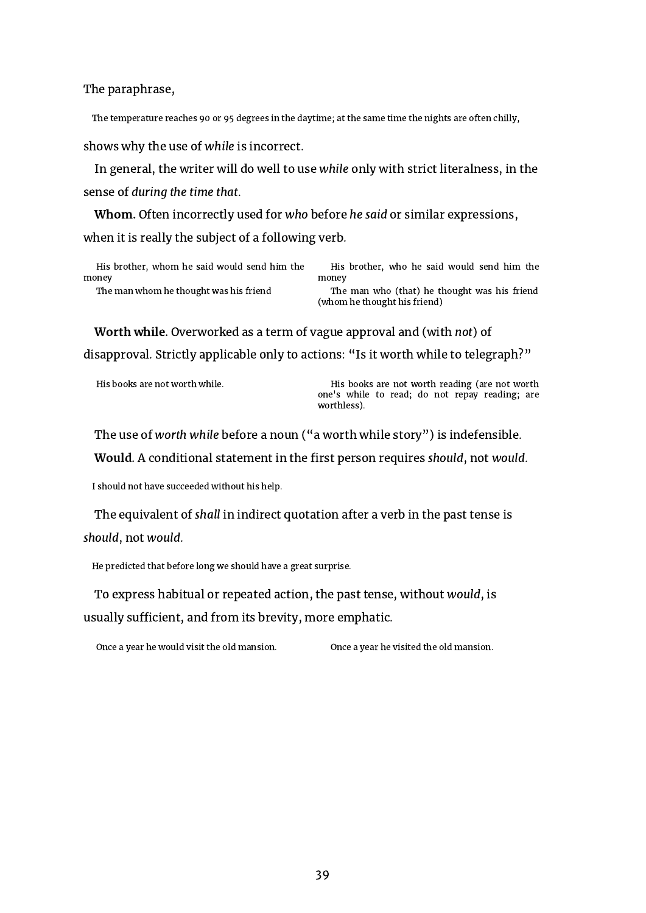The paraphrase,

> The temperature reaches 90 or 95 degrees in the daytime; at the same time the nights are often chilly,

shows why the use of *while* is incorrect.

In general, the writer will do well to use *while* only with strict literalness, in the sense of *during the time that*.

**Whom.** Often incorrectly used for *who* before *he said* or similar expressions, when it is really the subject of a following verb.

| | |
|---|---|
| His brother, whom he said would send him the money | His brother, who he said would send him the money |
| The man whom he thought was his friend | The man who (that) he thought was his friend (whom he thought his friend) |

**Worth while.** Overworked as a term of vague approval and (with *not*) of disapproval. Strictly applicable only to actions: "Is it worth while to telegraph?"

| | |
|---|---|
| His books are not worth while. | His books are not worth reading (are not worth one's while to read; do not repay reading; are worthless). |

The use of *worth while* before a noun ("a worth while story") is indefensible.

**Would**. A conditional statement in the first person requires *should*, not *would*.

> I should not have succeeded without his help.

The equivalent of *shall* in indirect quotation after a verb in the past tense is *should*, not *would*.

> He predicted that before long we should have a great surprise.

To express habitual or repeated action, the past tense, without *would*, is usually sufficient, and from its brevity, more emphatic.

| | |
|---|---|
| Once a year he would visit the old mansion. | Once a year he visited the old mansion. |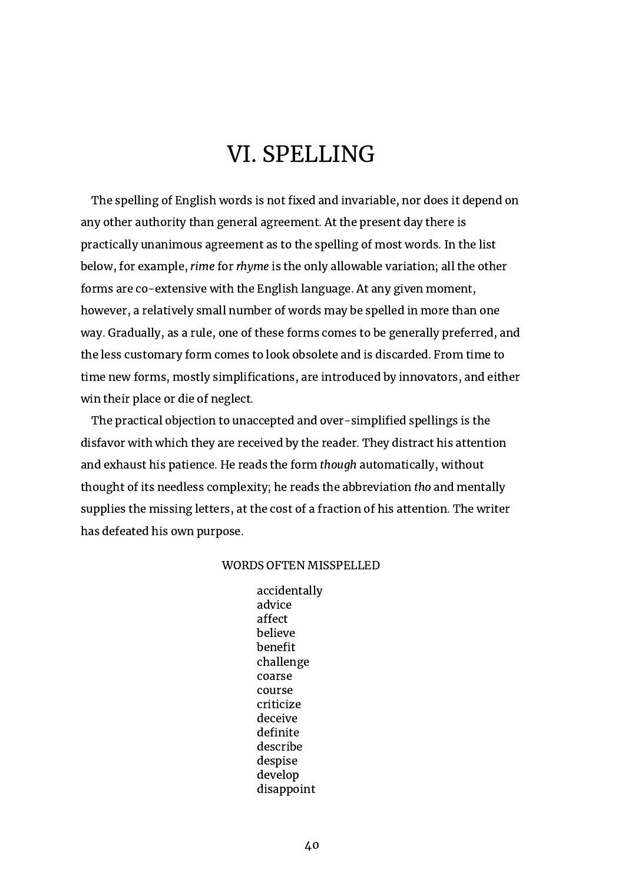# VI. SPELLING

The spelling of English words is not fixed and invariable, nor does it depend on any other authority than general agreement. At the present day there is practically unanimous agreement as to the spelling of most words. In the list below, for example, *rime* for *rhyme* is the only allowable variation; all the other forms are co-extensive with the English language. At any given moment, however, a relatively small number of words may be spelled in more than one way. Gradually, as a rule, one of these forms comes to be generally preferred, and the less customary form comes to look obsolete and is discarded. From time to time new forms, mostly simplifications, are introduced by innovators, and either win their place or die of neglect.

The practical objection to unaccepted and over-simplified spellings is the disfavor with which they are received by the reader. They distract his attention and exhaust his patience. He reads the form *though* automatically, without thought of its needless complexity; he reads the abbreviation *tho* and mentally supplies the missing letters, at the cost of a fraction of his attention. The writer has defeated his own purpose.

WORDS OFTEN MISSPELLED

accidentally
advice
affect
believe
benefit
challenge
coarse
course
criticize
deceive
definite
describe
despise
develop
disappoint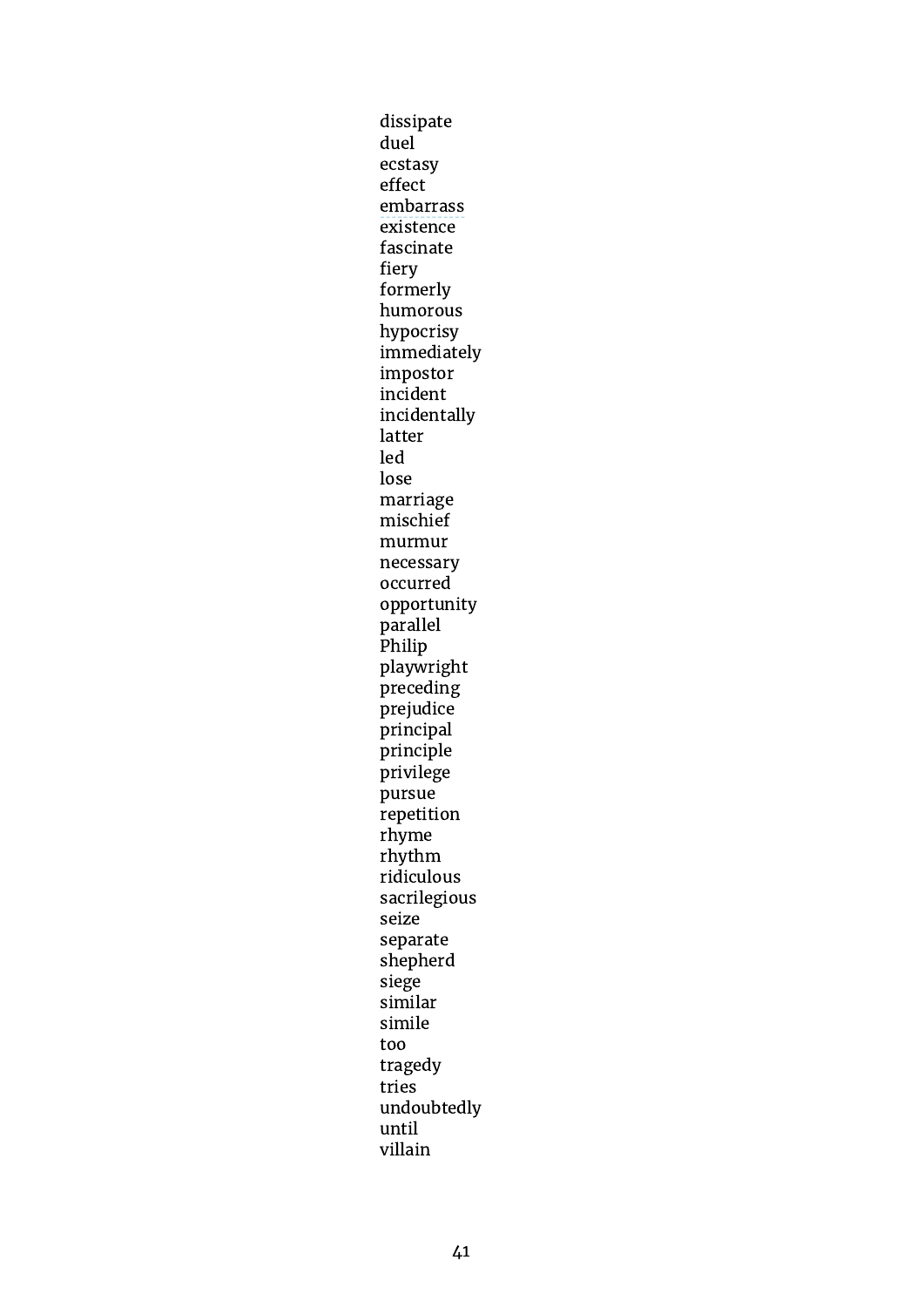dissipate
duel
ecstasy
effect
embarrass
existence
fascinate
fiery
formerly
humorous
hypocrisy
immediately
impostor
incident
incidentally
latter
led
lose
marriage
mischief
murmur
necessary
occurred
opportunity
parallel
Philip
playwright
preceding
prejudice
principal
principle
privilege
pursue
repetition
rhyme
rhythm
ridiculous
sacrilegious
seize
separate
shepherd
siege
similar
simile
too
tragedy
tries
undoubtedly
until
villain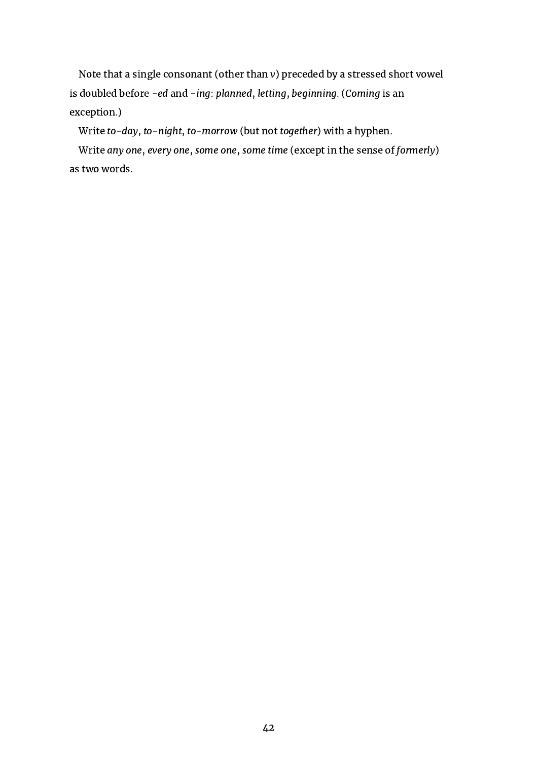Note that a single consonant (other than *v*) preceded by a stressed short vowel is doubled before *-ed* and *-ing*: *planned*, *letting*, *beginning*. (*Coming* is an exception.)

Write *to-day*, *to-night*, *to-morrow* (but not *together*) with a hyphen.

Write *any one*, *every one*, *some one*, *some time* (except in the sense of *formerly*) as two words.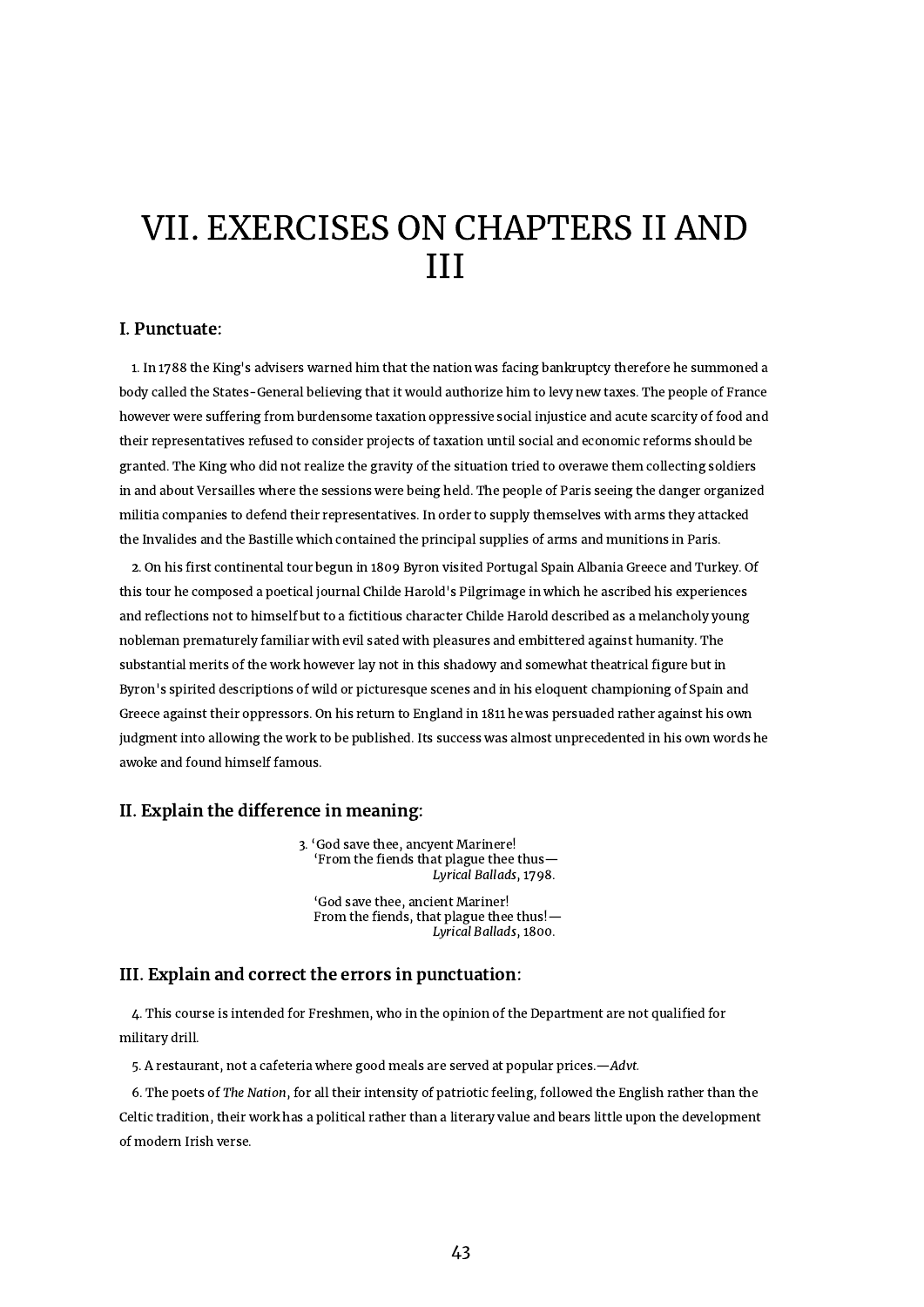# VII. EXERCISES ON CHAPTERS II AND III

### I. Punctuate:

1. In 1788 the King's advisers warned him that the nation was facing bankruptcy therefore he summoned a body called the States-General believing that it would authorize him to levy new taxes. The people of France however were suffering from burdensome taxation oppressive social injustice and acute scarcity of food and their representatives refused to consider projects of taxation until social and economic reforms should be granted. The King who did not realize the gravity of the situation tried to overawe them collecting soldiers in and about Versailles where the sessions were being held. The people of Paris seeing the danger organized militia companies to defend their representatives. In order to supply themselves with arms they attacked the Invalides and the Bastille which contained the principal supplies of arms and munitions in Paris.

2. On his first continental tour begun in 1809 Byron visited Portugal Spain Albania Greece and Turkey. Of this tour he composed a poetical journal Childe Harold's Pilgrimage in which he ascribed his experiences and reflections not to himself but to a fictitious character Childe Harold described as a melancholy young nobleman prematurely familiar with evil sated with pleasures and embittered against humanity. The substantial merits of the work however lay not in this shadowy and somewhat theatrical figure but in Byron's spirited descriptions of wild or picturesque scenes and in his eloquent championing of Spain and Greece against their oppressors. On his return to England in 1811 he was persuaded rather against his own judgment into allowing the work to be published. Its success was almost unprecedented in his own words he awoke and found himself famous.

### II. Explain the difference in meaning:

3. ‘God save thee, ancyent Marinere!
‘From the fiends that plague thee thus—
*Lyrical Ballads*, 1798.

‘God save thee, ancient Mariner!
From the fiends, that plague thee thus!—
*Lyrical Ballads*, 1800.

### III. Explain and correct the errors in punctuation:

4. This course is intended for Freshmen, who in the opinion of the Department are not qualified for military drill.

5. A restaurant, not a cafeteria where good meals are served at popular prices.—*Advt.*

6. The poets of *The Nation*, for all their intensity of patriotic feeling, followed the English rather than the Celtic tradition, their work has a political rather than a literary value and bears little upon the development of modern Irish verse.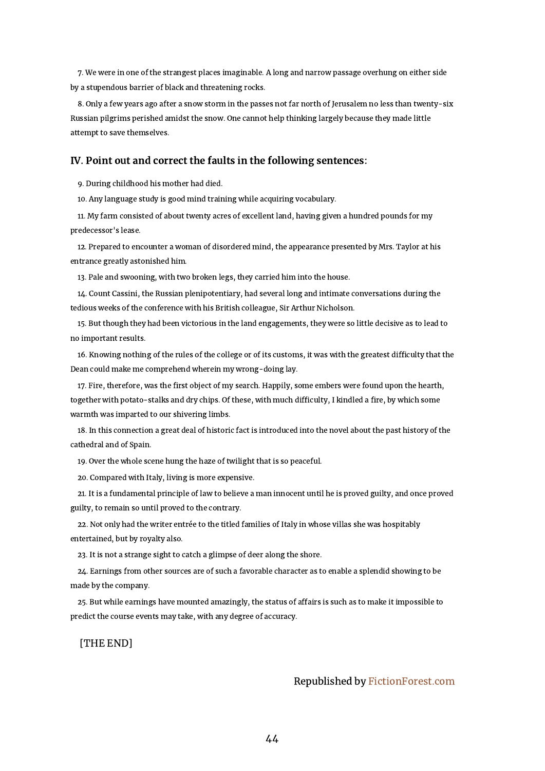7. We were in one of the strangest places imaginable. A long and narrow passage overhung on either side by a stupendous barrier of black and threatening rocks.

8. Only a few years ago after a snow storm in the passes not far north of Jerusalem no less than twenty-six Russian pilgrims perished amidst the snow. One cannot help thinking largely because they made little attempt to save themselves.

### IV. Point out and correct the faults in the following sentences:

9. During childhood his mother had died.

10. Any language study is good mind training while acquiring vocabulary.

11. My farm consisted of about twenty acres of excellent land, having given a hundred pounds for my predecessor's lease.

12. Prepared to encounter a woman of disordered mind, the appearance presented by Mrs. Taylor at his entrance greatly astonished him.

13. Pale and swooning, with two broken legs, they carried him into the house.

14. Count Cassini, the Russian plenipotentiary, had several long and intimate conversations during the tedious weeks of the conference with his British colleague, Sir Arthur Nicholson.

15. But though they had been victorious in the land engagements, they were so little decisive as to lead to no important results.

16. Knowing nothing of the rules of the college or of its customs, it was with the greatest difficulty that the Dean could make me comprehend wherein my wrong-doing lay.

17. Fire, therefore, was the first object of my search. Happily, some embers were found upon the hearth, together with potato-stalks and dry chips. Of these, with much difficulty, I kindled a fire, by which some warmth was imparted to our shivering limbs.

18. In this connection a great deal of historic fact is introduced into the novel about the past history of the cathedral and of Spain.

19. Over the whole scene hung the haze of twilight that is so peaceful.

20. Compared with Italy, living is more expensive.

21. It is a fundamental principle of law to believe a man innocent until he is proved guilty, and once proved guilty, to remain so until proved to the contrary.

22. Not only had the writer entrée to the titled families of Italy in whose villas she was hospitably entertained, but by royalty also.

23. It is not a strange sight to catch a glimpse of deer along the shore.

24. Earnings from other sources are of such a favorable character as to enable a splendid showing to be made by the company.

25. But while earnings have mounted amazingly, the status of affairs is such as to make it impossible to predict the course events may take, with any degree of accuracy.

[THE END]

Republished by FictionForest.com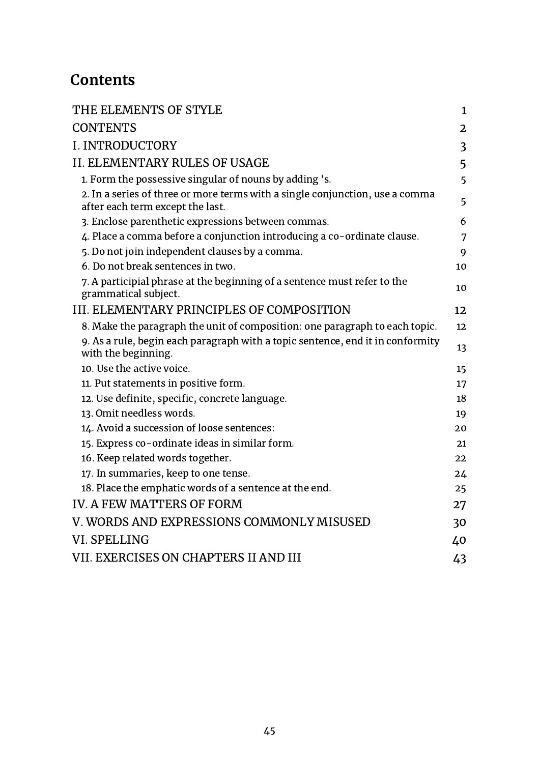# Contents

| | |
|---|---|
| THE ELEMENTS OF STYLE | 1 |
| CONTENTS | 2 |
| I. INTRODUCTORY | 3 |
| II. ELEMENTARY RULES OF USAGE | 5 |
| 1. Form the possessive singular of nouns by adding 's. | 5 |
| 2. In a series of three or more terms with a single conjunction, use a comma after each term except the last. | 5 |
| 3. Enclose parenthetic expressions between commas. | 6 |
| 4. Place a comma before a conjunction introducing a co-ordinate clause. | 7 |
| 5. Do not join independent clauses by a comma. | 9 |
| 6. Do not break sentences in two. | 10 |
| 7. A participial phrase at the beginning of a sentence must refer to the grammatical subject. | 10 |
| III. ELEMENTARY PRINCIPLES OF COMPOSITION | 12 |
| 8. Make the paragraph the unit of composition: one paragraph to each topic. | 12 |
| 9. As a rule, begin each paragraph with a topic sentence, end it in conformity with the beginning. | 13 |
| 10. Use the active voice. | 15 |
| 11. Put statements in positive form. | 17 |
| 12. Use definite, specific, concrete language. | 18 |
| 13. Omit needless words. | 19 |
| 14. Avoid a succession of loose sentences: | 20 |
| 15. Express co-ordinate ideas in similar form. | 21 |
| 16. Keep related words together. | 22 |
| 17. In summaries, keep to one tense. | 24 |
| 18. Place the emphatic words of a sentence at the end. | 25 |
| IV. A FEW MATTERS OF FORM | 27 |
| V. WORDS AND EXPRESSIONS COMMONLY MISUSED | 30 |
| VI. SPELLING | 40 |
| VII. EXERCISES ON CHAPTERS II AND III | 43 |